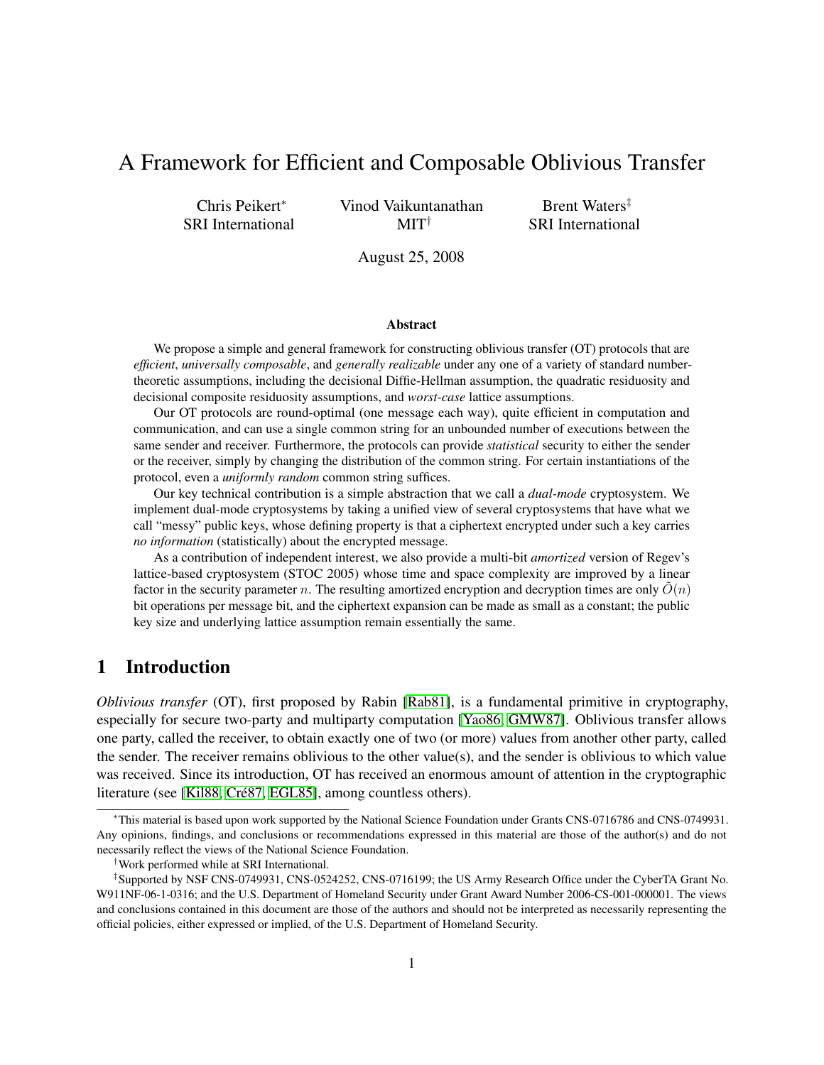# A Framework for Efficient and Composable Oblivious Transfer

Chris Peikert[*]
SRI International

Vinod Vaikuntanathan
MIT[†]

Brent Waters[‡]
SRI International

August 25, 2008

### Abstract

We propose a simple and general framework for constructing oblivious transfer (OT) protocols that are *efficient*, *universally composable*, and *generally realizable* under any one of a variety of standard number-theoretic assumptions, including the decisional Diffie-Hellman assumption, the quadratic residuosity and decisional composite residuosity assumptions, and *worst-case* lattice assumptions.

Our OT protocols are round-optimal (one message each way), quite efficient in computation and communication, and can use a single common string for an unbounded number of executions between the same sender and receiver. Furthermore, the protocols can provide *statistical* security to either the sender or the receiver, simply by changing the distribution of the common string. For certain instantiations of the protocol, even a *uniformly random* common string suffices.

Our key technical contribution is a simple abstraction that we call a *dual-mode* cryptosystem. We implement dual-mode cryptosystems by taking a unified view of several cryptosystems that have what we call "messy" public keys, whose defining property is that a ciphertext encrypted under such a key carries *no information* (statistically) about the encrypted message.

As a contribution of independent interest, we also provide a multi-bit *amortized* version of Regev's lattice-based cryptosystem (STOC 2005) whose time and space complexity are improved by a linear factor in the security parameter $n$. The resulting amortized encryption and decryption times are only $\tilde{O}(n)$ bit operations per message bit, and the ciphertext expansion can be made as small as a constant; the public key size and underlying lattice assumption remain essentially the same.

## 1 Introduction

*Oblivious transfer* (OT), first proposed by Rabin [Rab81], is a fundamental primitive in cryptography, especially for secure two-party and multiparty computation [Yao86, GMW87]. Oblivious transfer allows one party, called the receiver, to obtain exactly one of two (or more) values from another other party, called the sender. The receiver remains oblivious to the other value(s), and the sender is oblivious to which value was received. Since its introduction, OT has received an enormous amount of attention in the cryptographic literature (see [Kil88, Cré87, EGL85], among countless others).

---

[*] This material is based upon work supported by the National Science Foundation under Grants CNS-0716786 and CNS-0749931. Any opinions, findings, and conclusions or recommendations expressed in this material are those of the author(s) and do not necessarily reflect the views of the National Science Foundation.

[†] Work performed while at SRI International.

[‡] Supported by NSF CNS-0749931, CNS-0524252, CNS-0716199; the US Army Research Office under the CyberTA Grant No. W911NF-06-1-0316; and the U.S. Department of Homeland Security under Grant Award Number 2006-CS-001-000001. The views and conclusions contained in this document are those of the authors and should not be interpreted as necessarily representing the official policies, either expressed or implied, of the U.S. Department of Homeland Security.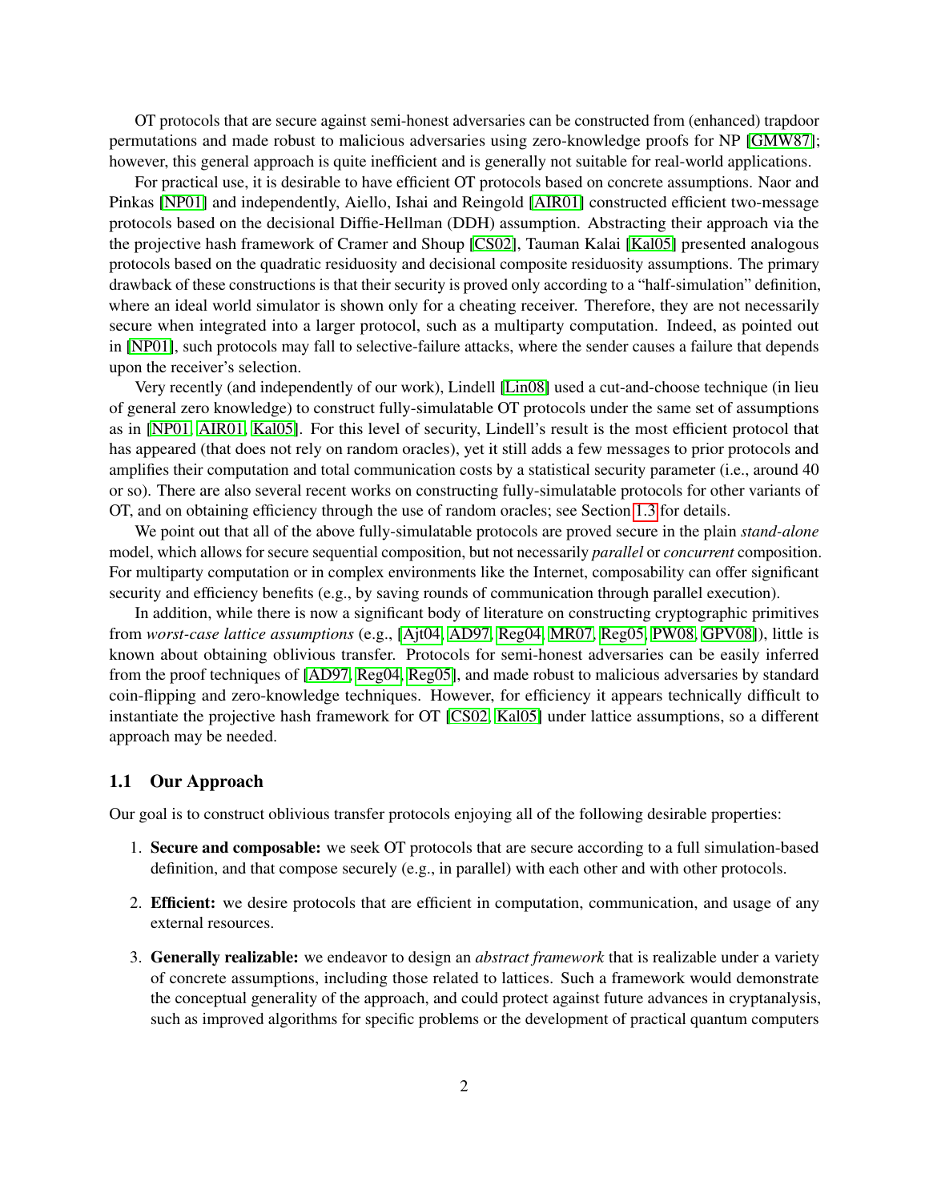OT protocols that are secure against semi-honest adversaries can be constructed from (enhanced) trapdoor permutations and made robust to malicious adversaries using zero-knowledge proofs for NP [GMW87]; however, this general approach is quite inefficient and is generally not suitable for real-world applications.

For practical use, it is desirable to have efficient OT protocols based on concrete assumptions. Naor and Pinkas [NP01] and independently, Aiello, Ishai and Reingold [AIR01] constructed efficient two-message protocols based on the decisional Diffie-Hellman (DDH) assumption. Abstracting their approach via the the projective hash framework of Cramer and Shoup [CS02], Tauman Kalai [Kal05] presented analogous protocols based on the quadratic residuosity and decisional composite residuosity assumptions. The primary drawback of these constructions is that their security is proved only according to a "half-simulation" definition, where an ideal world simulator is shown only for a cheating receiver. Therefore, they are not necessarily secure when integrated into a larger protocol, such as a multiparty computation. Indeed, as pointed out in [NP01], such protocols may fall to selective-failure attacks, where the sender causes a failure that depends upon the receiver's selection.

Very recently (and independently of our work), Lindell [Lin08] used a cut-and-choose technique (in lieu of general zero knowledge) to construct fully-simulatable OT protocols under the same set of assumptions as in [NP01, AIR01, Kal05]. For this level of security, Lindell's result is the most efficient protocol that has appeared (that does not rely on random oracles), yet it still adds a few messages to prior protocols and amplifies their computation and total communication costs by a statistical security parameter (i.e., around 40 or so). There are also several recent works on constructing fully-simulatable protocols for other variants of OT, and on obtaining efficiency through the use of random oracles; see Section 1.3 for details.

We point out that all of the above fully-simulatable protocols are proved secure in the plain *stand-alone* model, which allows for secure sequential composition, but not necessarily *parallel* or *concurrent* composition. For multiparty computation or in complex environments like the Internet, composability can offer significant security and efficiency benefits (e.g., by saving rounds of communication through parallel execution).

In addition, while there is now a significant body of literature on constructing cryptographic primitives from *worst-case lattice assumptions* (e.g., [Ajt04, AD97, Reg04, MR07, Reg05, PW08, GPV08]), little is known about obtaining oblivious transfer. Protocols for semi-honest adversaries can be easily inferred from the proof techniques of [AD97, Reg04, Reg05], and made robust to malicious adversaries by standard coin-flipping and zero-knowledge techniques. However, for efficiency it appears technically difficult to instantiate the projective hash framework for OT [CS02, Kal05] under lattice assumptions, so a different approach may be needed.

## 1.1 Our Approach

Our goal is to construct oblivious transfer protocols enjoying all of the following desirable properties:

1. **Secure and composable:** we seek OT protocols that are secure according to a full simulation-based definition, and that compose securely (e.g., in parallel) with each other and with other protocols.
2. **Efficient:** we desire protocols that are efficient in computation, communication, and usage of any external resources.
3. **Generally realizable:** we endeavor to design an *abstract framework* that is realizable under a variety of concrete assumptions, including those related to lattices. Such a framework would demonstrate the conceptual generality of the approach, and could protect against future advances in cryptanalysis, such as improved algorithms for specific problems or the development of practical quantum computers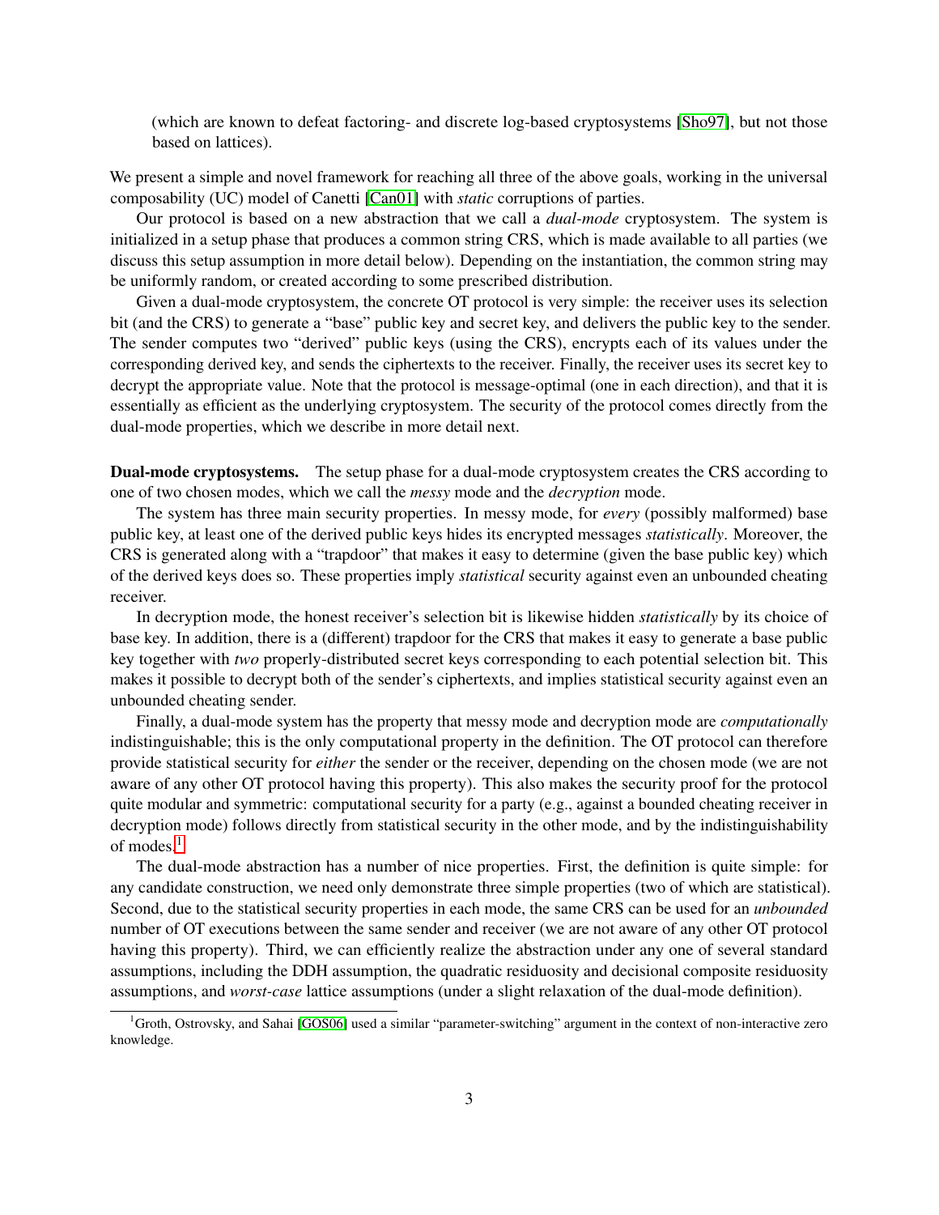(which are known to defeat factoring- and discrete log-based cryptosystems [Sho97], but not those based on lattices).

We present a simple and novel framework for reaching all three of the above goals, working in the universal composability (UC) model of Canetti [Can01] with *static* corruptions of parties.

Our protocol is based on a new abstraction that we call a *dual-mode* cryptosystem. The system is initialized in a setup phase that produces a common string CRS, which is made available to all parties (we discuss this setup assumption in more detail below). Depending on the instantiation, the common string may be uniformly random, or created according to some prescribed distribution.

Given a dual-mode cryptosystem, the concrete OT protocol is very simple: the receiver uses its selection bit (and the CRS) to generate a "base" public key and secret key, and delivers the public key to the sender. The sender computes two "derived" public keys (using the CRS), encrypts each of its values under the corresponding derived key, and sends the ciphertexts to the receiver. Finally, the receiver uses its secret key to decrypt the appropriate value. Note that the protocol is message-optimal (one in each direction), and that it is essentially as efficient as the underlying cryptosystem. The security of the protocol comes directly from the dual-mode properties, which we describe in more detail next.

**Dual-mode cryptosystems.** The setup phase for a dual-mode cryptosystem creates the CRS according to one of two chosen modes, which we call the *messy* mode and the *decryption* mode.

The system has three main security properties. In messy mode, for *every* (possibly malformed) base public key, at least one of the derived public keys hides its encrypted messages *statistically*. Moreover, the CRS is generated along with a "trapdoor" that makes it easy to determine (given the base public key) which of the derived keys does so. These properties imply *statistical* security against even an unbounded cheating receiver.

In decryption mode, the honest receiver's selection bit is likewise hidden *statistically* by its choice of base key. In addition, there is a (different) trapdoor for the CRS that makes it easy to generate a base public key together with *two* properly-distributed secret keys corresponding to each potential selection bit. This makes it possible to decrypt both of the sender's ciphertexts, and implies statistical security against even an unbounded cheating sender.

Finally, a dual-mode system has the property that messy mode and decryption mode are *computationally* indistinguishable; this is the only computational property in the definition. The OT protocol can therefore provide statistical security for *either* the sender or the receiver, depending on the chosen mode (we are not aware of any other OT protocol having this property). This also makes the security proof for the protocol quite modular and symmetric: computational security for a party (e.g., against a bounded cheating receiver in decryption mode) follows directly from statistical security in the other mode, and by the indistinguishability of modes.[1]

The dual-mode abstraction has a number of nice properties. First, the definition is quite simple: for any candidate construction, we need only demonstrate three simple properties (two of which are statistical). Second, due to the statistical security properties in each mode, the same CRS can be used for an *unbounded* number of OT executions between the same sender and receiver (we are not aware of any other OT protocol having this property). Third, we can efficiently realize the abstraction under any one of several standard assumptions, including the DDH assumption, the quadratic residuosity and decisional composite residuosity assumptions, and *worst-case* lattice assumptions (under a slight relaxation of the dual-mode definition).

[1] Groth, Ostrovsky, and Sahai [GOS06] used a similar "parameter-switching" argument in the context of non-interactive zero knowledge.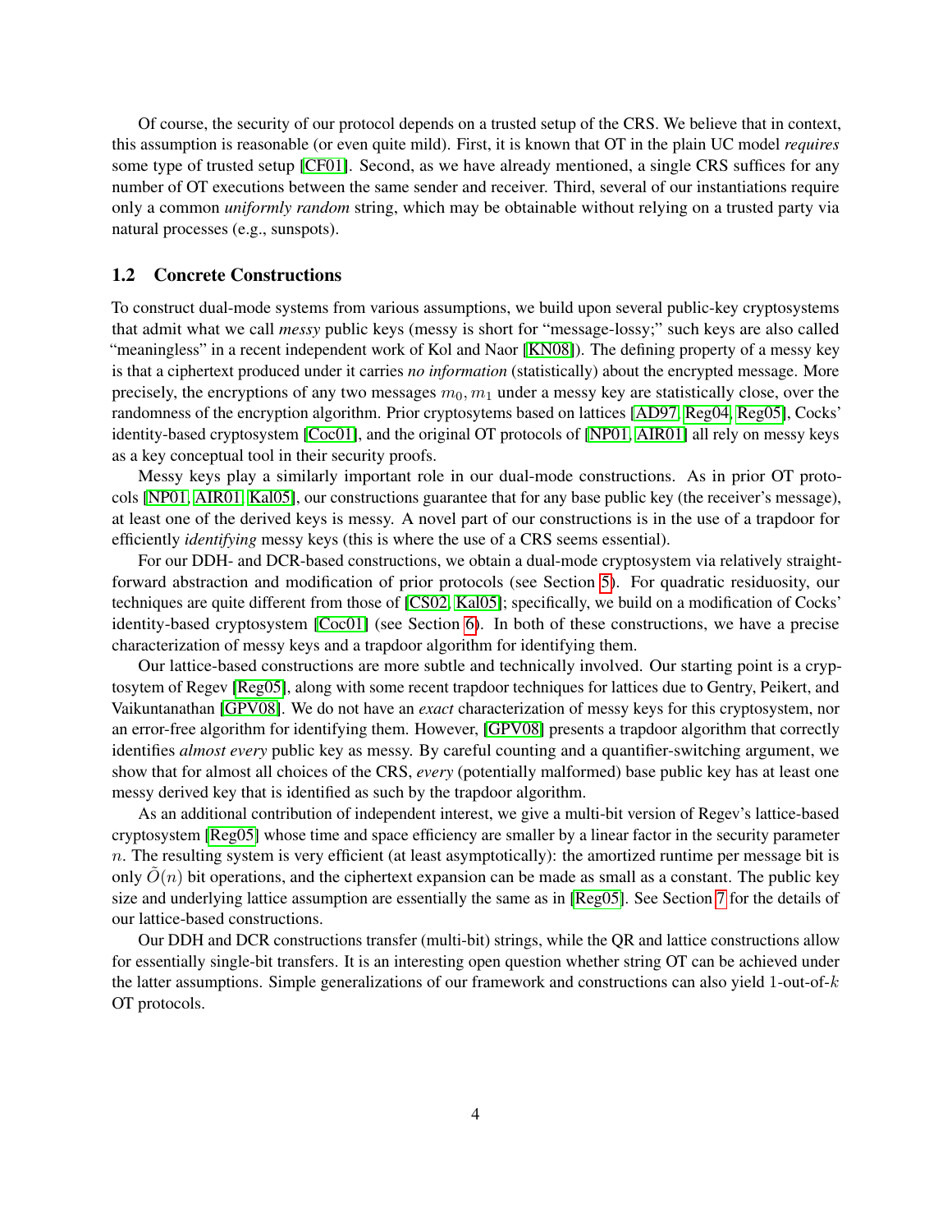Of course, the security of our protocol depends on a trusted setup of the CRS. We believe that in context, this assumption is reasonable (or even quite mild). First, it is known that OT in the plain UC model *requires* some type of trusted setup [CF01]. Second, as we have already mentioned, a single CRS suffices for any number of OT executions between the same sender and receiver. Third, several of our instantiations require only a common *uniformly random* string, which may be obtainable without relying on a trusted party via natural processes (e.g., sunspots).

### 1.2 Concrete Constructions

To construct dual-mode systems from various assumptions, we build upon several public-key cryptosystems that admit what we call *messy* public keys (messy is short for "message-lossy;" such keys are also called "meaningless" in a recent independent work of Kol and Naor [KN08]). The defining property of a messy key is that a ciphertext produced under it carries *no information* (statistically) about the encrypted message. More precisely, the encryptions of any two messages $m_0, m_1$ under a messy key are statistically close, over the randomness of the encryption algorithm. Prior cryptosytems based on lattices [AD97, Reg04, Reg05], Cocks' identity-based cryptosystem [Coc01], and the original OT protocols of [NP01, AIR01] all rely on messy keys as a key conceptual tool in their security proofs.

Messy keys play a similarly important role in our dual-mode constructions. As in prior OT protocols [NP01, AIR01, Kal05], our constructions guarantee that for any base public key (the receiver's message), at least one of the derived keys is messy. A novel part of our constructions is in the use of a trapdoor for efficiently *identifying* messy keys (this is where the use of a CRS seems essential).

For our DDH- and DCR-based constructions, we obtain a dual-mode cryptosystem via relatively straightforward abstraction and modification of prior protocols (see Section 5). For quadratic residuosity, our techniques are quite different from those of [CS02, Kal05]; specifically, we build on a modification of Cocks' identity-based cryptosystem [Coc01] (see Section 6). In both of these constructions, we have a precise characterization of messy keys and a trapdoor algorithm for identifying them.

Our lattice-based constructions are more subtle and technically involved. Our starting point is a cryptosytem of Regev [Reg05], along with some recent trapdoor techniques for lattices due to Gentry, Peikert, and Vaikuntanathan [GPV08]. We do not have an *exact* characterization of messy keys for this cryptosystem, nor an error-free algorithm for identifying them. However, [GPV08] presents a trapdoor algorithm that correctly identifies *almost every* public key as messy. By careful counting and a quantifier-switching argument, we show that for almost all choices of the CRS, *every* (potentially malformed) base public key has at least one messy derived key that is identified as such by the trapdoor algorithm.

As an additional contribution of independent interest, we give a multi-bit version of Regev's lattice-based cryptosystem [Reg05] whose time and space efficiency are smaller by a linear factor in the security parameter $n$. The resulting system is very efficient (at least asymptotically): the amortized runtime per message bit is only $\tilde{O}(n)$ bit operations, and the ciphertext expansion can be made as small as a constant. The public key size and underlying lattice assumption are essentially the same as in [Reg05]. See Section 7 for the details of our lattice-based constructions.

Our DDH and DCR constructions transfer (multi-bit) strings, while the QR and lattice constructions allow for essentially single-bit transfers. It is an interesting open question whether string OT can be achieved under the latter assumptions. Simple generalizations of our framework and constructions can also yield 1-out-of-$k$ OT protocols.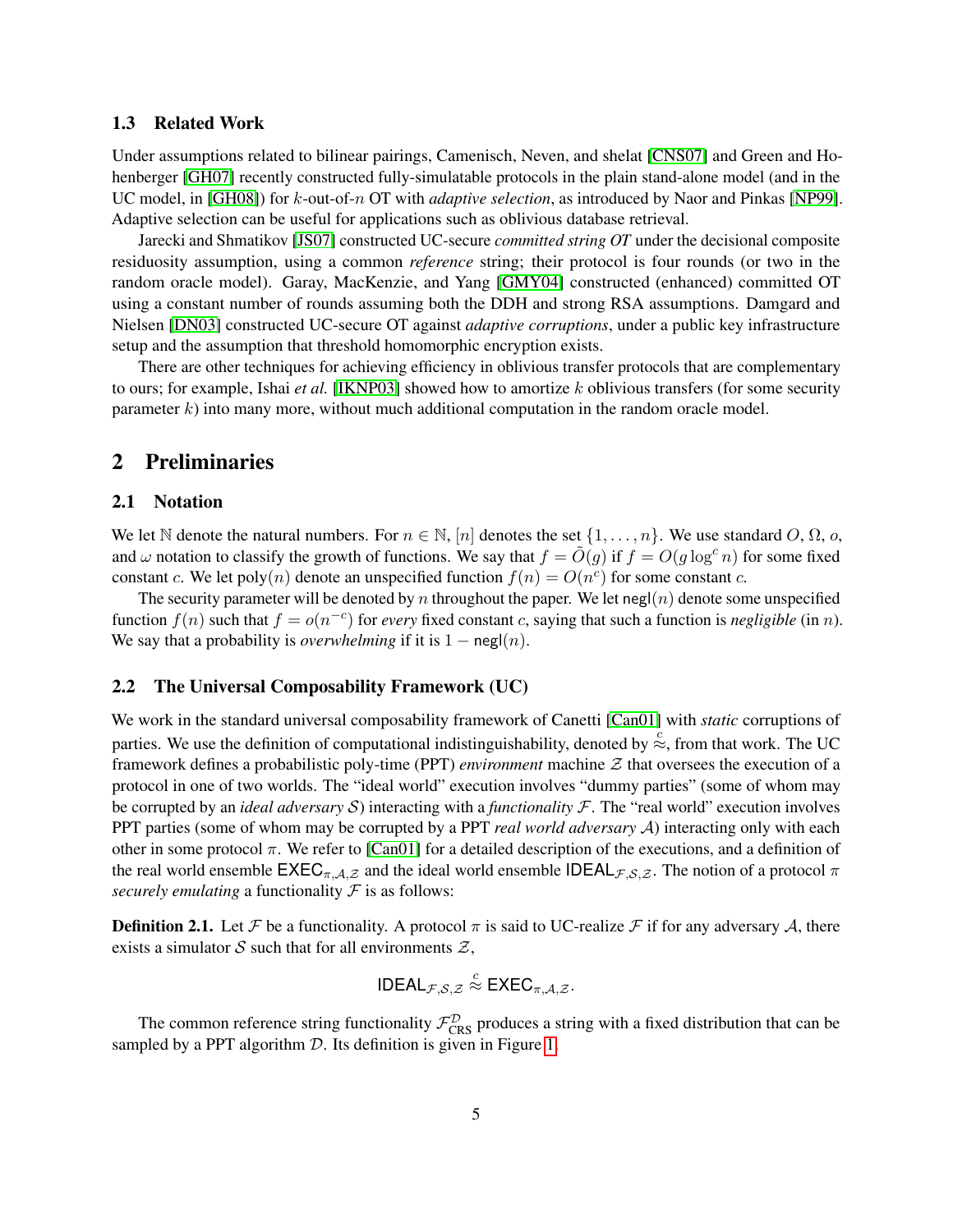### 1.3 Related Work

Under assumptions related to bilinear pairings, Camenisch, Neven, and shelat [CNS07] and Green and Hohenberger [GH07] recently constructed fully-simulatable protocols in the plain stand-alone model (and in the UC model, in [GH08]) for $k$-out-of-$n$ OT with *adaptive selection*, as introduced by Naor and Pinkas [NP99]. Adaptive selection can be useful for applications such as oblivious database retrieval.

Jarecki and Shmatikov [JS07] constructed UC-secure *committed string OT* under the decisional composite residuosity assumption, using a common *reference* string; their protocol is four rounds (or two in the random oracle model). Garay, MacKenzie, and Yang [GMY04] constructed (enhanced) committed OT using a constant number of rounds assuming both the DDH and strong RSA assumptions. Damgard and Nielsen [DN03] constructed UC-secure OT against *adaptive corruptions*, under a public key infrastructure setup and the assumption that threshold homomorphic encryption exists.

There are other techniques for achieving efficiency in oblivious transfer protocols that are complementary to ours; for example, Ishai *et al.* [IKNP03] showed how to amortize $k$ oblivious transfers (for some security parameter $k$) into many more, without much additional computation in the random oracle model.

## 2 Preliminaries

### 2.1 Notation

We let $\mathbb{N}$ denote the natural numbers. For $n \in \mathbb{N}$, $[n]$ denotes the set $\{1, \ldots, n\}$. We use standard $O$, $\Omega$, $o$, and $\omega$ notation to classify the growth of functions. We say that $f = \tilde{O}(g)$ if $f = O(g \log^c n)$ for some fixed constant $c$. We let $\mathrm{poly}(n)$ denote an unspecified function $f(n) = O(n^c)$ for some constant $c$.

The security parameter will be denoted by $n$ throughout the paper. We let $\mathsf{negl}(n)$ denote some unspecified function $f(n)$ such that $f = o(n^{-c})$ for *every* fixed constant $c$, saying that such a function is *negligible* (in $n$). We say that a probability is *overwhelming* if it is $1 - \mathsf{negl}(n)$.

### 2.2 The Universal Composability Framework (UC)

We work in the standard universal composability framework of Canetti [Can01] with *static* corruptions of parties. We use the definition of computational indistinguishability, denoted by $\stackrel{c}{\approx}$, from that work. The UC framework defines a probabilistic poly-time (PPT) *environment* machine $\mathcal{Z}$ that oversees the execution of a protocol in one of two worlds. The "ideal world" execution involves "dummy parties" (some of whom may be corrupted by an *ideal adversary* $\mathcal{S}$) interacting with a *functionality* $\mathcal{F}$. The "real world" execution involves PPT parties (some of whom may be corrupted by a PPT *real world adversary* $\mathcal{A}$) interacting only with each other in some protocol $\pi$. We refer to [Can01] for a detailed description of the executions, and a definition of the real world ensemble $\mathsf{EXEC}_{\pi,\mathcal{A},\mathcal{Z}}$ and the ideal world ensemble $\mathsf{IDEAL}_{\mathcal{F},\mathcal{S},\mathcal{Z}}$. The notion of a protocol $\pi$ *securely emulating* a functionality $\mathcal{F}$ is as follows:

**Definition 2.1.** Let $\mathcal{F}$ be a functionality. A protocol $\pi$ is said to UC-realize $\mathcal{F}$ if for any adversary $\mathcal{A}$, there exists a simulator $\mathcal{S}$ such that for all environments $\mathcal{Z}$,

$$\mathsf{IDEAL}_{\mathcal{F},\mathcal{S},\mathcal{Z}} \stackrel{c}{\approx} \mathsf{EXEC}_{\pi,\mathcal{A},\mathcal{Z}}.$$

The common reference string functionality $\mathcal{F}_{\mathrm{CRS}}^{\mathcal{D}}$ produces a string with a fixed distribution that can be sampled by a PPT algorithm $\mathcal{D}$. Its definition is given in Figure 1.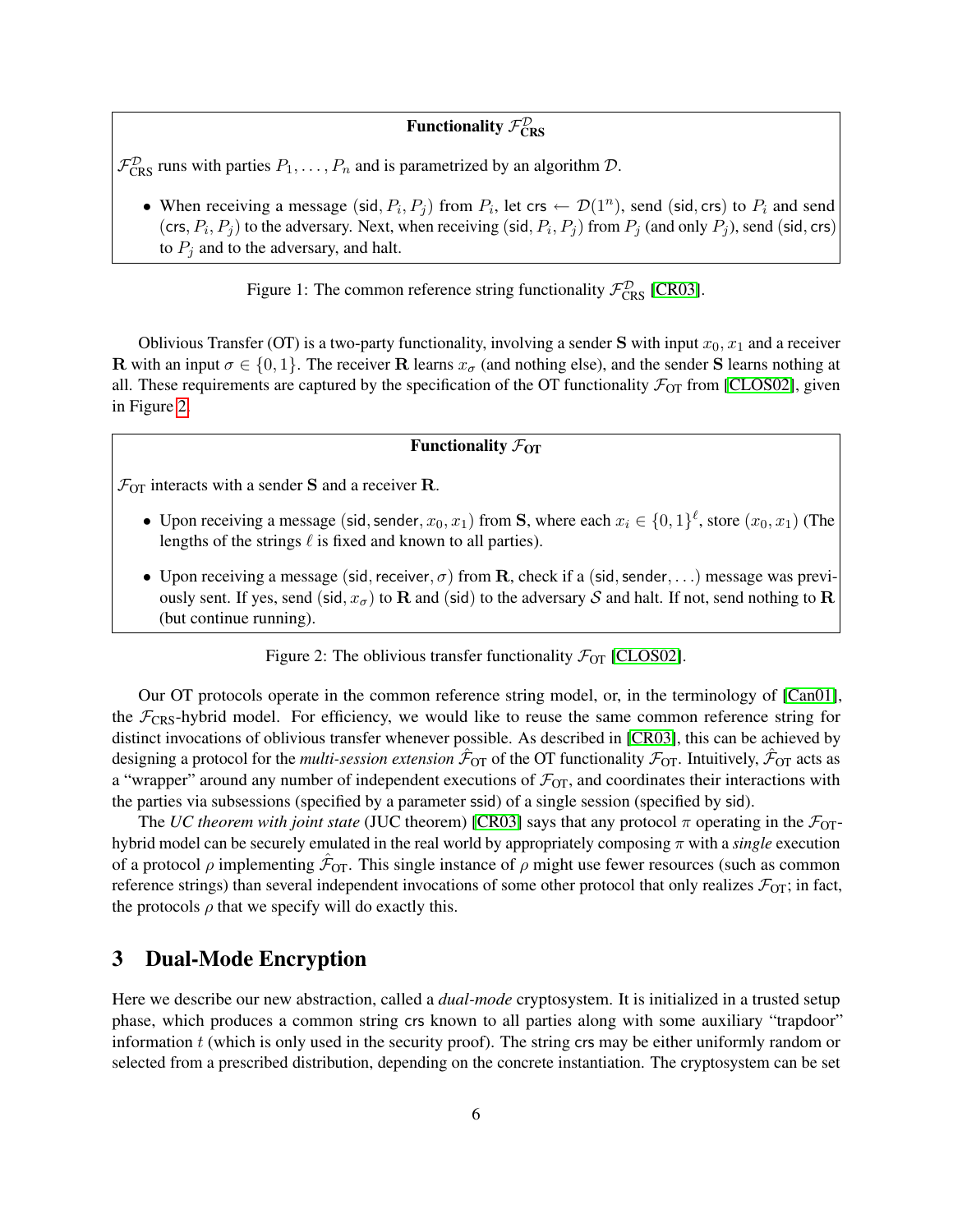**Functionality $\mathcal{F}_{\text{CRS}}^{\mathcal{D}}$**

$\mathcal{F}_{\text{CRS}}^{\mathcal{D}}$ runs with parties $P_1, \ldots, P_n$ and is parametrized by an algorithm $\mathcal{D}$.

- When receiving a message $(\mathsf{sid}, P_i, P_j)$ from $P_i$, let $\mathsf{crs} \leftarrow \mathcal{D}(1^n)$, send $(\mathsf{sid}, \mathsf{crs})$ to $P_i$ and send $(\mathsf{crs}, P_i, P_j)$ to the adversary. Next, when receiving $(\mathsf{sid}, P_i, P_j)$ from $P_j$ (and only $P_j$), send $(\mathsf{sid}, \mathsf{crs})$ to $P_j$ and to the adversary, and halt.

Figure 1: The common reference string functionality $\mathcal{F}_{\text{CRS}}^{\mathcal{D}}$ [CR03].

Oblivious Transfer (OT) is a two-party functionality, involving a sender $\mathbf{S}$ with input $x_0, x_1$ and a receiver $\mathbf{R}$ with an input $\sigma \in \{0,1\}$. The receiver $\mathbf{R}$ learns $x_\sigma$ (and nothing else), and the sender $\mathbf{S}$ learns nothing at all. These requirements are captured by the specification of the OT functionality $\mathcal{F}_{\text{OT}}$ from [CLOS02], given in Figure 2.

**Functionality $\mathcal{F}_{\text{OT}}$**

$\mathcal{F}_{\text{OT}}$ interacts with a sender $\mathbf{S}$ and a receiver $\mathbf{R}$.

- Upon receiving a message $(\mathsf{sid}, \mathsf{sender}, x_0, x_1)$ from $\mathbf{S}$, where each $x_i \in \{0,1\}^\ell$, store $(x_0, x_1)$ (The lengths of the strings $\ell$ is fixed and known to all parties).
- Upon receiving a message $(\mathsf{sid}, \mathsf{receiver}, \sigma)$ from $\mathbf{R}$, check if a $(\mathsf{sid}, \mathsf{sender}, \ldots)$ message was previously sent. If yes, send $(\mathsf{sid}, x_\sigma)$ to $\mathbf{R}$ and $(\mathsf{sid})$ to the adversary $\mathcal{S}$ and halt. If not, send nothing to $\mathbf{R}$ (but continue running).

Figure 2: The oblivious transfer functionality $\mathcal{F}_{\text{OT}}$ [CLOS02].

Our OT protocols operate in the common reference string model, or, in the terminology of [Can01], the $\mathcal{F}_{\text{CRS}}$-hybrid model. For efficiency, we would like to reuse the same common reference string for distinct invocations of oblivious transfer whenever possible. As described in [CR03], this can be achieved by designing a protocol for the *multi-session extension* $\hat{\mathcal{F}}_{\text{OT}}$ of the OT functionality $\mathcal{F}_{\text{OT}}$. Intuitively, $\hat{\mathcal{F}}_{\text{OT}}$ acts as a "wrapper" around any number of independent executions of $\mathcal{F}_{\text{OT}}$, and coordinates their interactions with the parties via subsessions (specified by a parameter $\mathsf{ssid}$) of a single session (specified by $\mathsf{sid}$).

The *UC theorem with joint state* (JUC theorem) [CR03] says that any protocol $\pi$ operating in the $\mathcal{F}_{\text{OT}}$-hybrid model can be securely emulated in the real world by appropriately composing $\pi$ with a *single* execution of a protocol $\rho$ implementing $\hat{\mathcal{F}}_{\text{OT}}$. This single instance of $\rho$ might use fewer resources (such as common reference strings) than several independent invocations of some other protocol that only realizes $\mathcal{F}_{\text{OT}}$; in fact, the protocols $\rho$ that we specify will do exactly this.

## 3 Dual-Mode Encryption

Here we describe our new abstraction, called a *dual-mode* cryptosystem. It is initialized in a trusted setup phase, which produces a common string $\mathsf{crs}$ known to all parties along with some auxiliary "trapdoor" information $t$ (which is only used in the security proof). The string $\mathsf{crs}$ may be either uniformly random or selected from a prescribed distribution, depending on the concrete instantiation. The cryptosystem can be set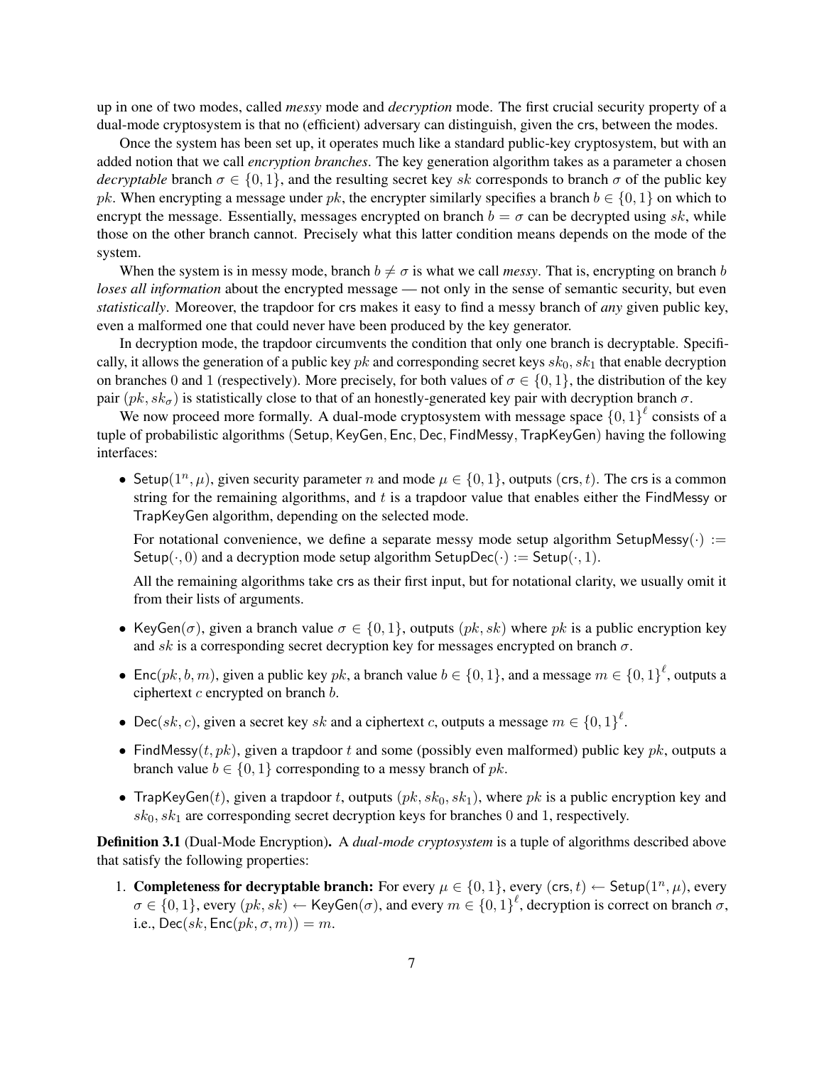up in one of two modes, called *messy* mode and *decryption* mode. The first crucial security property of a dual-mode cryptosystem is that no (efficient) adversary can distinguish, given the crs, between the modes.

Once the system has been set up, it operates much like a standard public-key cryptosystem, but with an added notion that we call *encryption branches*. The key generation algorithm takes as a parameter a chosen *decryptable* branch $\sigma \in \{0,1\}$, and the resulting secret key $sk$ corresponds to branch $\sigma$ of the public key $pk$. When encrypting a message under $pk$, the encrypter similarly specifies a branch $b \in \{0,1\}$ on which to encrypt the message. Essentially, messages encrypted on branch $b = \sigma$ can be decrypted using $sk$, while those on the other branch cannot. Precisely what this latter condition means depends on the mode of the system.

When the system is in messy mode, branch $b \neq \sigma$ is what we call *messy*. That is, encrypting on branch $b$ *loses all information* about the encrypted message — not only in the sense of semantic security, but even *statistically*. Moreover, the trapdoor for crs makes it easy to find a messy branch of *any* given public key, even a malformed one that could never have been produced by the key generator.

In decryption mode, the trapdoor circumvents the condition that only one branch is decryptable. Specifically, it allows the generation of a public key $pk$ and corresponding secret keys $sk_0, sk_1$ that enable decryption on branches 0 and 1 (respectively). More precisely, for both values of $\sigma \in \{0,1\}$, the distribution of the key pair $(pk, sk_\sigma)$ is statistically close to that of an honestly-generated key pair with decryption branch $\sigma$.

We now proceed more formally. A dual-mode cryptosystem with message space $\{0,1\}^\ell$ consists of a tuple of probabilistic algorithms $(\mathsf{Setup}, \mathsf{KeyGen}, \mathsf{Enc}, \mathsf{Dec}, \mathsf{FindMessy}, \mathsf{TrapKeyGen})$ having the following interfaces:

- $\mathsf{Setup}(1^n, \mu)$, given security parameter $n$ and mode $\mu \in \{0,1\}$, outputs $(\mathsf{crs}, t)$. The crs is a common string for the remaining algorithms, and $t$ is a trapdoor value that enables either the FindMessy or TrapKeyGen algorithm, depending on the selected mode.

  For notational convenience, we define a separate messy mode setup algorithm $\mathsf{SetupMessy}(\cdot) := \mathsf{Setup}(\cdot, 0)$ and a decryption mode setup algorithm $\mathsf{SetupDec}(\cdot) := \mathsf{Setup}(\cdot, 1)$.

  All the remaining algorithms take crs as their first input, but for notational clarity, we usually omit it from their lists of arguments.

- $\mathsf{KeyGen}(\sigma)$, given a branch value $\sigma \in \{0,1\}$, outputs $(pk, sk)$ where $pk$ is a public encryption key and $sk$ is a corresponding secret decryption key for messages encrypted on branch $\sigma$.

- $\mathsf{Enc}(pk, b, m)$, given a public key $pk$, a branch value $b \in \{0,1\}$, and a message $m \in \{0,1\}^\ell$, outputs a ciphertext $c$ encrypted on branch $b$.

- $\mathsf{Dec}(sk, c)$, given a secret key $sk$ and a ciphertext $c$, outputs a message $m \in \{0,1\}^\ell$.

- $\mathsf{FindMessy}(t, pk)$, given a trapdoor $t$ and some (possibly even malformed) public key $pk$, outputs a branch value $b \in \{0,1\}$ corresponding to a messy branch of $pk$.

- $\mathsf{TrapKeyGen}(t)$, given a trapdoor $t$, outputs $(pk, sk_0, sk_1)$, where $pk$ is a public encryption key and $sk_0, sk_1$ are corresponding secret decryption keys for branches 0 and 1, respectively.

**Definition 3.1** (Dual-Mode Encryption)**.** A *dual-mode cryptosystem* is a tuple of algorithms described above that satisfy the following properties:

1. **Completeness for decryptable branch:** For every $\mu \in \{0,1\}$, every $(\mathsf{crs}, t) \leftarrow \mathsf{Setup}(1^n, \mu)$, every $\sigma \in \{0,1\}$, every $(pk, sk) \leftarrow \mathsf{KeyGen}(\sigma)$, and every $m \in \{0,1\}^\ell$, decryption is correct on branch $\sigma$, i.e., $\mathsf{Dec}(sk, \mathsf{Enc}(pk, \sigma, m)) = m$.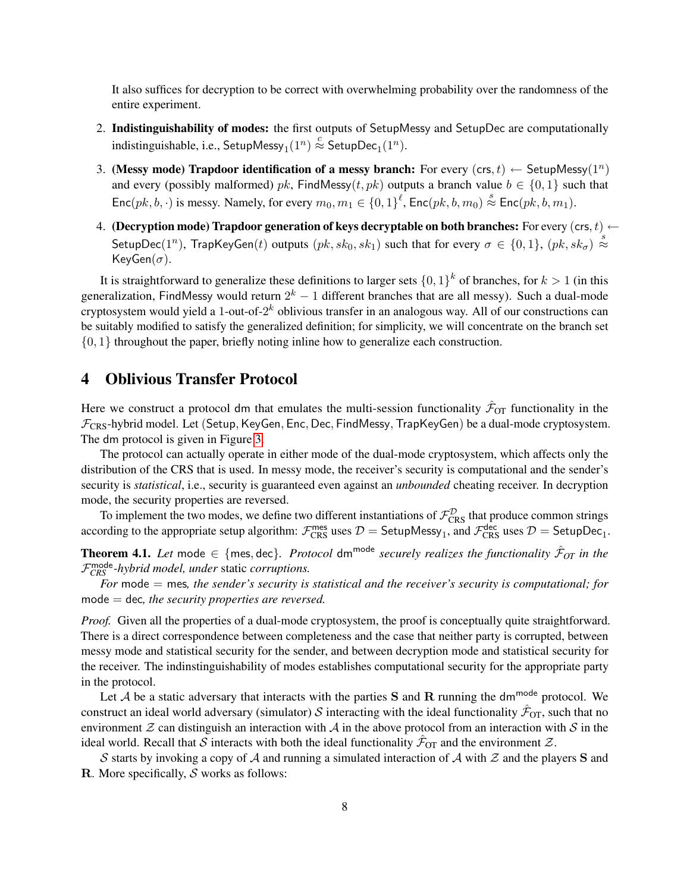It also suffices for decryption to be correct with overwhelming probability over the randomness of the entire experiment.

2. **Indistinguishability of modes:** the first outputs of $\mathsf{SetupMessy}$ and $\mathsf{SetupDec}$ are computationally indistinguishable, i.e., $\mathsf{SetupMessy}_1(1^n) \stackrel{c}{\approx} \mathsf{SetupDec}_1(1^n)$.

3. **(Messy mode) Trapdoor identification of a messy branch:** For every $(\mathsf{crs}, t) \leftarrow \mathsf{SetupMessy}(1^n)$ and every (possibly malformed) $pk$, $\mathsf{FindMessy}(t, pk)$ outputs a branch value $b \in \{0,1\}$ such that $\mathsf{Enc}(pk, b, \cdot)$ is messy. Namely, for every $m_0, m_1 \in \{0,1\}^\ell$, $\mathsf{Enc}(pk, b, m_0) \stackrel{s}{\approx} \mathsf{Enc}(pk, b, m_1)$.

4. **(Decryption mode) Trapdoor generation of keys decryptable on both branches:** For every $(\mathsf{crs}, t) \leftarrow \mathsf{SetupDec}(1^n)$, $\mathsf{TrapKeyGen}(t)$ outputs $(pk, sk_0, sk_1)$ such that for every $\sigma \in \{0,1\}$, $(pk, sk_\sigma) \stackrel{s}{\approx} \mathsf{KeyGen}(\sigma)$.

It is straightforward to generalize these definitions to larger sets $\{0,1\}^k$ of branches, for $k > 1$ (in this generalization, $\mathsf{FindMessy}$ would return $2^k - 1$ different branches that are all messy). Such a dual-mode cryptosystem would yield a 1-out-of-$2^k$ oblivious transfer in an analogous way. All of our constructions can be suitably modified to satisfy the generalized definition; for simplicity, we will concentrate on the branch set $\{0,1\}$ throughout the paper, briefly noting inline how to generalize each construction.

# 4 Oblivious Transfer Protocol

Here we construct a protocol $\mathsf{dm}$ that emulates the multi-session functionality $\hat{\mathcal{F}}_{\text{OT}}$ functionality in the $\mathcal{F}_{\text{CRS}}$-hybrid model. Let $(\mathsf{Setup}, \mathsf{KeyGen}, \mathsf{Enc}, \mathsf{Dec}, \mathsf{FindMessy}, \mathsf{TrapKeyGen})$ be a dual-mode cryptosystem. The $\mathsf{dm}$ protocol is given in Figure 3.

The protocol can actually operate in either mode of the dual-mode cryptosystem, which affects only the distribution of the CRS that is used. In messy mode, the receiver's security is computational and the sender's security is *statistical*, i.e., security is guaranteed even against an *unbounded* cheating receiver. In decryption mode, the security properties are reversed.

To implement the two modes, we define two different instantiations of $\mathcal{F}_{\text{CRS}}^{\mathcal{D}}$ that produce common strings according to the appropriate setup algorithm: $\mathcal{F}_{\text{CRS}}^{\mathsf{mes}}$ uses $\mathcal{D} = \mathsf{SetupMessy}_1$, and $\mathcal{F}_{\text{CRS}}^{\mathsf{dec}}$ uses $\mathcal{D} = \mathsf{SetupDec}_1$.

**Theorem 4.1.** *Let* $\mathsf{mode} \in \{\mathsf{mes}, \mathsf{dec}\}$. *Protocol* $\mathsf{dm}^{\mathsf{mode}}$ *securely realizes the functionality* $\hat{\mathcal{F}}_{OT}$ *in the* $\mathcal{F}_{CRS}^{\mathsf{mode}}$*-hybrid model, under* static *corruptions.*

*For* $\mathsf{mode} = \mathsf{mes}$*, the sender's security is statistical and the receiver's security is computational; for* $\mathsf{mode} = \mathsf{dec}$*, the security properties are reversed.*

*Proof.* Given all the properties of a dual-mode cryptosystem, the proof is conceptually quite straightforward. There is a direct correspondence between completeness and the case that neither party is corrupted, between messy mode and statistical security for the sender, and between decryption mode and statistical security for the receiver. The indinstinguishability of modes establishes computational security for the appropriate party in the protocol.

Let $\mathcal{A}$ be a static adversary that interacts with the parties $\mathbf{S}$ and $\mathbf{R}$ running the $\mathsf{dm}^{\mathsf{mode}}$ protocol. We construct an ideal world adversary (simulator) $\mathcal{S}$ interacting with the ideal functionality $\hat{\mathcal{F}}_{\text{OT}}$, such that no environment $\mathcal{Z}$ can distinguish an interaction with $\mathcal{A}$ in the above protocol from an interaction with $\mathcal{S}$ in the ideal world. Recall that $\mathcal{S}$ interacts with both the ideal functionality $\hat{\mathcal{F}}_{\text{OT}}$ and the environment $\mathcal{Z}$.

$\mathcal{S}$ starts by invoking a copy of $\mathcal{A}$ and running a simulated interaction of $\mathcal{A}$ with $\mathcal{Z}$ and the players $\mathbf{S}$ and $\mathbf{R}$. More specifically, $\mathcal{S}$ works as follows: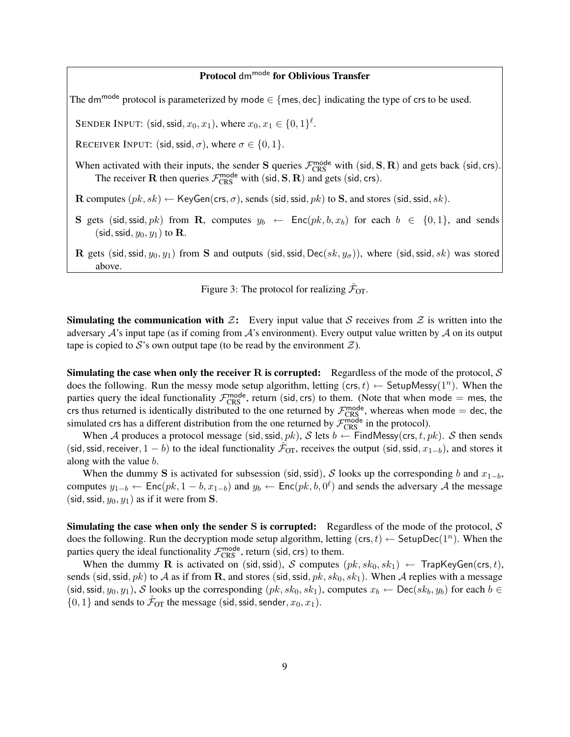**Protocol $\mathsf{dm}^{\mathsf{mode}}$ for Oblivious Transfer**

The $\mathsf{dm}^{\mathsf{mode}}$ protocol is parameterized by $\mathsf{mode} \in \{\mathsf{mes}, \mathsf{dec}\}$ indicating the type of $\mathsf{crs}$ to be used.

SENDER INPUT: $(\mathsf{sid}, \mathsf{ssid}, x_0, x_1)$, where $x_0, x_1 \in \{0,1\}^\ell$.

RECEIVER INPUT: $(\mathsf{sid}, \mathsf{ssid}, \sigma)$, where $\sigma \in \{0,1\}$.

When activated with their inputs, the sender $\mathbf{S}$ queries $\mathcal{F}_{\mathrm{CRS}}^{\mathsf{mode}}$ with $(\mathsf{sid}, \mathbf{S}, \mathbf{R})$ and gets back $(\mathsf{sid}, \mathsf{crs})$. The receiver $\mathbf{R}$ then queries $\mathcal{F}_{\mathrm{CRS}}^{\mathsf{mode}}$ with $(\mathsf{sid}, \mathbf{S}, \mathbf{R})$ and gets $(\mathsf{sid}, \mathsf{crs})$.

$\mathbf{R}$ computes $(pk, sk) \leftarrow \mathsf{KeyGen}(\mathsf{crs}, \sigma)$, sends $(\mathsf{sid}, \mathsf{ssid}, pk)$ to $\mathbf{S}$, and stores $(\mathsf{sid}, \mathsf{ssid}, sk)$.

$\mathbf{S}$ gets $(\mathsf{sid}, \mathsf{ssid}, pk)$ from $\mathbf{R}$, computes $y_b \leftarrow \mathsf{Enc}(pk, b, x_b)$ for each $b \in \{0,1\}$, and sends $(\mathsf{sid}, \mathsf{ssid}, y_0, y_1)$ to $\mathbf{R}$.

$\mathbf{R}$ gets $(\mathsf{sid}, \mathsf{ssid}, y_0, y_1)$ from $\mathbf{S}$ and outputs $(\mathsf{sid}, \mathsf{ssid}, \mathsf{Dec}(sk, y_\sigma))$, where $(\mathsf{sid}, \mathsf{ssid}, sk)$ was stored above.

Figure 3: The protocol for realizing $\hat{\mathcal{F}}_{\mathrm{OT}}$.

**Simulating the communication with $\mathcal{Z}$:** Every input value that $\mathcal{S}$ receives from $\mathcal{Z}$ is written into the adversary $\mathcal{A}$'s input tape (as if coming from $\mathcal{A}$'s environment). Every output value written by $\mathcal{A}$ on its output tape is copied to $\mathcal{S}$'s own output tape (to be read by the environment $\mathcal{Z}$).

**Simulating the case when only the receiver R is corrupted:** Regardless of the mode of the protocol, $\mathcal{S}$ does the following. Run the messy mode setup algorithm, letting $(\mathsf{crs}, t) \leftarrow \mathsf{SetupMessy}(1^n)$. When the parties query the ideal functionality $\mathcal{F}_{\mathrm{CRS}}^{\mathsf{mode}}$, return $(\mathsf{sid}, \mathsf{crs})$ to them. (Note that when $\mathsf{mode} = \mathsf{mes}$, the $\mathsf{crs}$ thus returned is identically distributed to the one returned by $\mathcal{F}_{\mathrm{CRS}}^{\mathsf{mode}}$, whereas when $\mathsf{mode} = \mathsf{dec}$, the simulated $\mathsf{crs}$ has a different distribution from the one returned by $\mathcal{F}_{\mathrm{CRS}}^{\mathsf{mode}}$ in the protocol).

When $\mathcal{A}$ produces a protocol message $(\mathsf{sid}, \mathsf{ssid}, pk)$, $\mathcal{S}$ lets $b \leftarrow \mathsf{FindMessy}(\mathsf{crs}, t, pk)$. $\mathcal{S}$ then sends $(\mathsf{sid}, \mathsf{ssid}, \mathsf{receiver}, 1-b)$ to the ideal functionality $\hat{\mathcal{F}}_{\mathrm{OT}}$, receives the output $(\mathsf{sid}, \mathsf{ssid}, x_{1-b})$, and stores it along with the value $b$.

When the dummy $\mathbf{S}$ is activated for subsession $(\mathsf{sid}, \mathsf{ssid})$, $\mathcal{S}$ looks up the corresponding $b$ and $x_{1-b}$, computes $y_{1-b} \leftarrow \mathsf{Enc}(pk, 1-b, x_{1-b})$ and $y_b \leftarrow \mathsf{Enc}(pk, b, 0^\ell)$ and sends the adversary $\mathcal{A}$ the message $(\mathsf{sid}, \mathsf{ssid}, y_0, y_1)$ as if it were from $\mathbf{S}$.

**Simulating the case when only the sender S is corrupted:** Regardless of the mode of the protocol, $\mathcal{S}$ does the following. Run the decryption mode setup algorithm, letting $(\mathsf{crs}, t) \leftarrow \mathsf{SetupDec}(1^n)$. When the parties query the ideal functionality $\mathcal{F}_{\mathrm{CRS}}^{\mathsf{mode}}$, return $(\mathsf{sid}, \mathsf{crs})$ to them.

When the dummy $\mathbf{R}$ is activated on $(\mathsf{sid}, \mathsf{ssid})$, $\mathcal{S}$ computes $(pk, sk_0, sk_1) \leftarrow \mathsf{TrapKeyGen}(\mathsf{crs}, t)$, sends $(\mathsf{sid}, \mathsf{ssid}, pk)$ to $\mathcal{A}$ as if from $\mathbf{R}$, and stores $(\mathsf{sid}, \mathsf{ssid}, pk, sk_0, sk_1)$. When $\mathcal{A}$ replies with a message $(\mathsf{sid}, \mathsf{ssid}, y_0, y_1)$, $\mathcal{S}$ looks up the corresponding $(pk, sk_0, sk_1)$, computes $x_b \leftarrow \mathsf{Dec}(sk_b, y_b)$ for each $b \in \{0,1\}$ and sends to $\hat{\mathcal{F}}_{\mathrm{OT}}$ the message $(\mathsf{sid}, \mathsf{ssid}, \mathsf{sender}, x_0, x_1)$.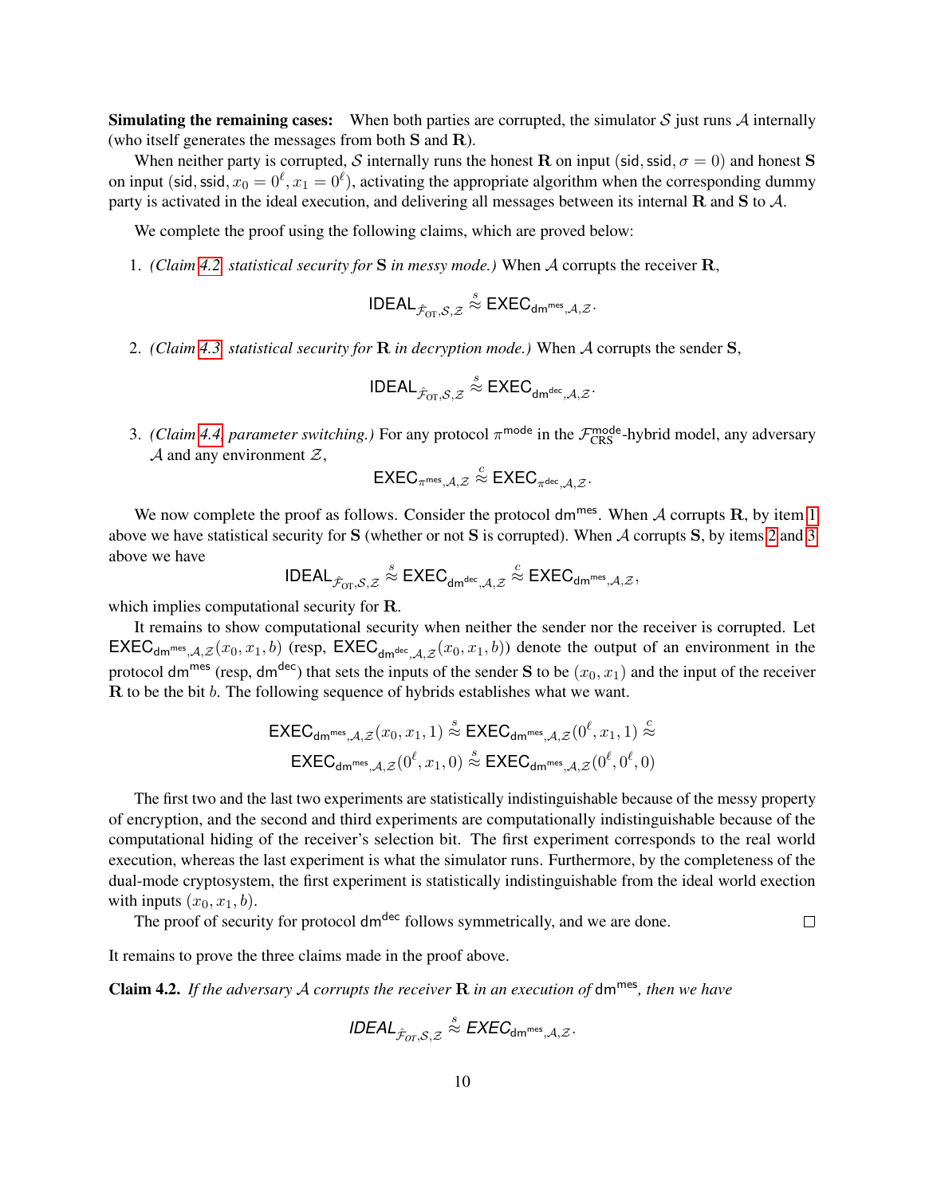**Simulating the remaining cases:** When both parties are corrupted, the simulator $\mathcal{S}$ just runs $\mathcal{A}$ internally (who itself generates the messages from both $\mathbf{S}$ and $\mathbf{R}$).

When neither party is corrupted, $\mathcal{S}$ internally runs the honest $\mathbf{R}$ on input $(\mathsf{sid}, \mathsf{ssid}, \sigma = 0)$ and honest $\mathbf{S}$ on input $(\mathsf{sid}, \mathsf{ssid}, x_0 = 0^\ell, x_1 = 0^\ell)$, activating the appropriate algorithm when the corresponding dummy party is activated in the ideal execution, and delivering all messages between its internal $\mathbf{R}$ and $\mathbf{S}$ to $\mathcal{A}$.

We complete the proof using the following claims, which are proved below:

1. *(Claim 4.2, statistical security for* $\mathbf{S}$ *in messy mode.)* When $\mathcal{A}$ corrupts the receiver $\mathbf{R}$,
$$\mathsf{IDEAL}_{\hat{\mathcal{F}}_{\mathrm{OT}},\mathcal{S},\mathcal{Z}} \overset{s}{\approx} \mathsf{EXEC}_{\mathsf{dm}^{\mathsf{mes}},\mathcal{A},\mathcal{Z}}.$$

2. *(Claim 4.3, statistical security for* $\mathbf{R}$ *in decryption mode.)* When $\mathcal{A}$ corrupts the sender $\mathbf{S}$,
$$\mathsf{IDEAL}_{\hat{\mathcal{F}}_{\mathrm{OT}},\mathcal{S},\mathcal{Z}} \overset{s}{\approx} \mathsf{EXEC}_{\mathsf{dm}^{\mathsf{dec}},\mathcal{A},\mathcal{Z}}.$$

3. *(Claim 4.4, parameter switching.)* For any protocol $\pi^{\mathsf{mode}}$ in the $\mathcal{F}_{\mathrm{CRS}}^{\mathsf{mode}}$-hybrid model, any adversary $\mathcal{A}$ and any environment $\mathcal{Z}$,
$$\mathsf{EXEC}_{\pi^{\mathsf{mes}},\mathcal{A},\mathcal{Z}} \overset{c}{\approx} \mathsf{EXEC}_{\pi^{\mathsf{dec}},\mathcal{A},\mathcal{Z}}.$$

We now complete the proof as follows. Consider the protocol $\mathsf{dm}^{\mathsf{mes}}$. When $\mathcal{A}$ corrupts $\mathbf{R}$, by item 1 above we have statistical security for $\mathbf{S}$ (whether or not $\mathbf{S}$ is corrupted). When $\mathcal{A}$ corrupts $\mathbf{S}$, by items 2 and 3 above we have
$$\mathsf{IDEAL}_{\hat{\mathcal{F}}_{\mathrm{OT}},\mathcal{S},\mathcal{Z}} \overset{s}{\approx} \mathsf{EXEC}_{\mathsf{dm}^{\mathsf{dec}},\mathcal{A},\mathcal{Z}} \overset{c}{\approx} \mathsf{EXEC}_{\mathsf{dm}^{\mathsf{mes}},\mathcal{A},\mathcal{Z}},$$
which implies computational security for $\mathbf{R}$.

It remains to show computational security when neither the sender nor the receiver is corrupted. Let $\mathsf{EXEC}_{\mathsf{dm}^{\mathsf{mes}},\mathcal{A},\mathcal{Z}}(x_0, x_1, b)$ (resp, $\mathsf{EXEC}_{\mathsf{dm}^{\mathsf{dec}},\mathcal{A},\mathcal{Z}}(x_0, x_1, b)$) denote the output of an environment in the protocol $\mathsf{dm}^{\mathsf{mes}}$ (resp, $\mathsf{dm}^{\mathsf{dec}}$) that sets the inputs of the sender $\mathbf{S}$ to be $(x_0, x_1)$ and the input of the receiver $\mathbf{R}$ to be the bit $b$. The following sequence of hybrids establishes what we want.

$$\mathsf{EXEC}_{\mathsf{dm}^{\mathsf{mes}},\mathcal{A},\mathcal{Z}}(x_0, x_1, 1) \overset{s}{\approx} \mathsf{EXEC}_{\mathsf{dm}^{\mathsf{mes}},\mathcal{A},\mathcal{Z}}(0^\ell, x_1, 1) \overset{c}{\approx}$$
$$\mathsf{EXEC}_{\mathsf{dm}^{\mathsf{mes}},\mathcal{A},\mathcal{Z}}(0^\ell, x_1, 0) \overset{s}{\approx} \mathsf{EXEC}_{\mathsf{dm}^{\mathsf{mes}},\mathcal{A},\mathcal{Z}}(0^\ell, 0^\ell, 0)$$

The first two and the last two experiments are statistically indistinguishable because of the messy property of encryption, and the second and third experiments are computationally indistinguishable because of the computational hiding of the receiver's selection bit. The first experiment corresponds to the real world execution, whereas the last experiment is what the simulator runs. Furthermore, by the completeness of the dual-mode cryptosystem, the first experiment is statistically indistinguishable from the ideal world exection with inputs $(x_0, x_1, b)$.

The proof of security for protocol $\mathsf{dm}^{\mathsf{dec}}$ follows symmetrically, and we are done. $\square$

It remains to prove the three claims made in the proof above.

**Claim 4.2.** *If the adversary* $\mathcal{A}$ *corrupts the receiver* $\mathbf{R}$ *in an execution of* $\mathsf{dm}^{\mathsf{mes}}$*, then we have*
$$\mathsf{IDEAL}_{\hat{\mathcal{F}}_{\mathrm{OT}},\mathcal{S},\mathcal{Z}} \overset{s}{\approx} \mathsf{EXEC}_{\mathsf{dm}^{\mathsf{mes}},\mathcal{A},\mathcal{Z}}.$$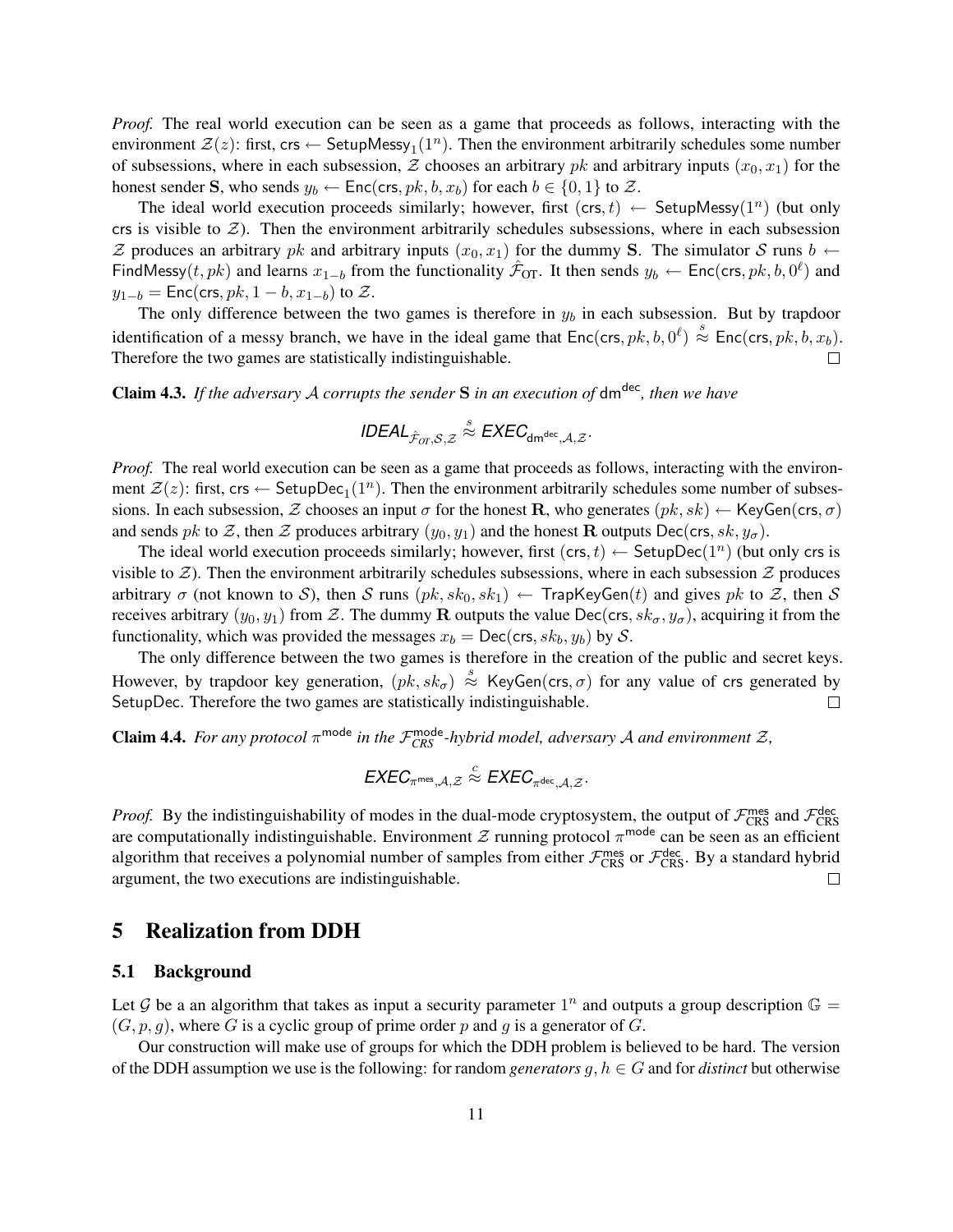*Proof.* The real world execution can be seen as a game that proceeds as follows, interacting with the environment $\mathcal{Z}(z)$: first, $\mathsf{crs} \leftarrow \mathsf{SetupMessy}_1(1^n)$. Then the environment arbitrarily schedules some number of subsessions, where in each subsession, $\mathcal{Z}$ chooses an arbitrary $pk$ and arbitrary inputs $(x_0, x_1)$ for the honest sender $\mathbf{S}$, who sends $y_b \leftarrow \mathsf{Enc}(\mathsf{crs}, pk, b, x_b)$ for each $b \in \{0,1\}$ to $\mathcal{Z}$.

The ideal world execution proceeds similarly; however, first $(\mathsf{crs}, t) \leftarrow \mathsf{SetupMessy}(1^n)$ (but only $\mathsf{crs}$ is visible to $\mathcal{Z}$). Then the environment arbitrarily schedules subsessions, where in each subsession $\mathcal{Z}$ produces an arbitrary $pk$ and arbitrary inputs $(x_0, x_1)$ for the dummy $\mathbf{S}$. The simulator $\mathcal{S}$ runs $b \leftarrow \mathsf{FindMessy}(t, pk)$ and learns $x_{1-b}$ from the functionality $\hat{\mathcal{F}}_{\mathrm{OT}}$. It then sends $y_b \leftarrow \mathsf{Enc}(\mathsf{crs}, pk, b, 0^\ell)$ and $y_{1-b} = \mathsf{Enc}(\mathsf{crs}, pk, 1-b, x_{1-b})$ to $\mathcal{Z}$.

The only difference between the two games is therefore in $y_b$ in each subsession. But by trapdoor identification of a messy branch, we have in the ideal game that $\mathsf{Enc}(\mathsf{crs}, pk, b, 0^\ell) \stackrel{s}{\approx} \mathsf{Enc}(\mathsf{crs}, pk, b, x_b)$. Therefore the two games are statistically indistinguishable. $\square$

**Claim 4.3.** *If the adversary $\mathcal{A}$ corrupts the sender $\mathbf{S}$ in an execution of $\mathsf{dm}^{\mathsf{dec}}$, then we have*

$$\mathit{IDEAL}_{\hat{\mathcal{F}}_{OT},\mathcal{S},\mathcal{Z}} \stackrel{s}{\approx} \mathit{EXEC}_{\mathsf{dm}^{\mathsf{dec}},\mathcal{A},\mathcal{Z}}.$$

*Proof.* The real world execution can be seen as a game that proceeds as follows, interacting with the environment $\mathcal{Z}(z)$: first, $\mathsf{crs} \leftarrow \mathsf{SetupDec}_1(1^n)$. Then the environment arbitrarily schedules some number of subsessions. In each subsession, $\mathcal{Z}$ chooses an input $\sigma$ for the honest $\mathbf{R}$, who generates $(pk, sk) \leftarrow \mathsf{KeyGen}(\mathsf{crs}, \sigma)$ and sends $pk$ to $\mathcal{Z}$, then $\mathcal{Z}$ produces arbitrary $(y_0, y_1)$ and the honest $\mathbf{R}$ outputs $\mathsf{Dec}(\mathsf{crs}, sk, y_\sigma)$.

The ideal world execution proceeds similarly; however, first $(\mathsf{crs}, t) \leftarrow \mathsf{SetupDec}(1^n)$ (but only $\mathsf{crs}$ is visible to $\mathcal{Z}$). Then the environment arbitrarily schedules subsessions, where in each subsession $\mathcal{Z}$ produces arbitrary $\sigma$ (not known to $\mathcal{S}$), then $\mathcal{S}$ runs $(pk, sk_0, sk_1) \leftarrow \mathsf{TrapKeyGen}(t)$ and gives $pk$ to $\mathcal{Z}$, then $\mathcal{S}$ receives arbitrary $(y_0, y_1)$ from $\mathcal{Z}$. The dummy $\mathbf{R}$ outputs the value $\mathsf{Dec}(\mathsf{crs}, sk_\sigma, y_\sigma)$, acquiring it from the functionality, which was provided the messages $x_b = \mathsf{Dec}(\mathsf{crs}, sk_b, y_b)$ by $\mathcal{S}$.

The only difference between the two games is therefore in the creation of the public and secret keys. However, by trapdoor key generation, $(pk, sk_\sigma) \stackrel{s}{\approx} \mathsf{KeyGen}(\mathsf{crs}, \sigma)$ for any value of $\mathsf{crs}$ generated by $\mathsf{SetupDec}$. Therefore the two games are statistically indistinguishable. $\square$

**Claim 4.4.** *For any protocol $\pi^{\mathsf{mode}}$ in the $\mathcal{F}_{CRS}^{\mathsf{mode}}$-hybrid model, adversary $\mathcal{A}$ and environment $\mathcal{Z}$,*

$$\mathit{EXEC}_{\pi^{\mathsf{mes}},\mathcal{A},\mathcal{Z}} \stackrel{c}{\approx} \mathit{EXEC}_{\pi^{\mathsf{dec}},\mathcal{A},\mathcal{Z}}.$$

*Proof.* By the indistinguishability of modes in the dual-mode cryptosystem, the output of $\mathcal{F}_{\mathrm{CRS}}^{\mathsf{mes}}$ and $\mathcal{F}_{\mathrm{CRS}}^{\mathsf{dec}}$ are computationally indistinguishable. Environment $\mathcal{Z}$ running protocol $\pi^{\mathsf{mode}}$ can be seen as an efficient algorithm that receives a polynomial number of samples from either $\mathcal{F}_{\mathrm{CRS}}^{\mathsf{mes}}$ or $\mathcal{F}_{\mathrm{CRS}}^{\mathsf{dec}}$. By a standard hybrid argument, the two executions are indistinguishable. $\square$

## 5 Realization from DDH

### 5.1 Background

Let $\mathcal{G}$ be a an algorithm that takes as input a security parameter $1^n$ and outputs a group description $\mathbb{G} = (G, p, g)$, where $G$ is a cyclic group of prime order $p$ and $g$ is a generator of $G$.

Our construction will make use of groups for which the DDH problem is believed to be hard. The version of the DDH assumption we use is the following: for random *generators* $g, h \in G$ and for *distinct* but otherwise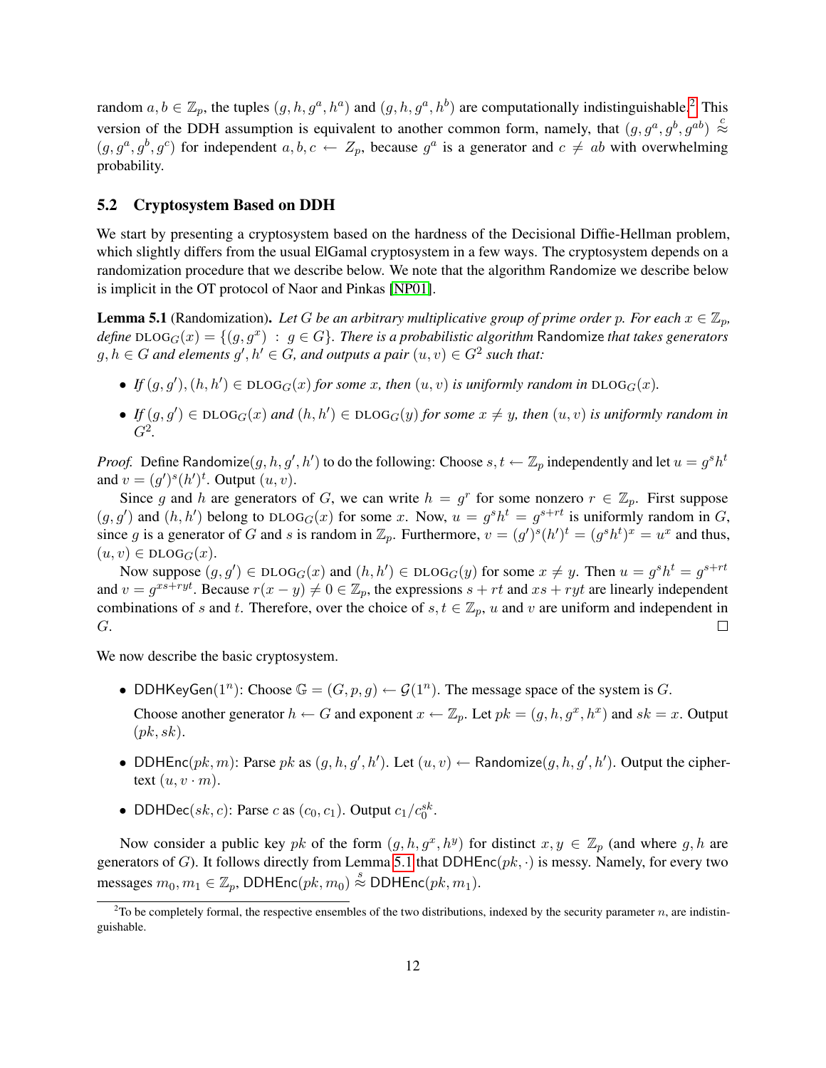random $a, b \in \mathbb{Z}_p$, the tuples $(g, h, g^a, h^a)$ and $(g, h, g^a, h^b)$ are computationally indistinguishable.[2] This version of the DDH assumption is equivalent to another common form, namely, that $(g, g^a, g^b, g^{ab}) \stackrel{c}{\approx} (g, g^a, g^b, g^c)$ for independent $a, b, c \leftarrow Z_p$, because $g^a$ is a generator and $c \neq ab$ with overwhelming probability.

### 5.2 Cryptosystem Based on DDH

We start by presenting a cryptosystem based on the hardness of the Decisional Diffie-Hellman problem, which slightly differs from the usual ElGamal cryptosystem in a few ways. The cryptosystem depends on a randomization procedure that we describe below. We note that the algorithm Randomize we describe below is implicit in the OT protocol of Naor and Pinkas [NP01].

**Lemma 5.1** (Randomization). *Let $G$ be an arbitrary multiplicative group of prime order $p$. For each $x \in \mathbb{Z}_p$, define $\text{DLOG}_G(x) = \{(g, g^x) \, : \, g \in G\}$. There is a probabilistic algorithm* Randomize *that takes generators $g, h \in G$ and elements $g', h' \in G$, and outputs a pair $(u, v) \in G^2$ such that:*

- *If $(g, g'), (h, h') \in \text{DLOG}_G(x)$ for some $x$, then $(u, v)$ is uniformly random in $\text{DLOG}_G(x)$.*
- *If $(g, g') \in \text{DLOG}_G(x)$ and $(h, h') \in \text{DLOG}_G(y)$ for some $x \neq y$, then $(u, v)$ is uniformly random in $G^2$.*

*Proof.* Define $\mathsf{Randomize}(g, h, g', h')$ to do the following: Choose $s, t \leftarrow \mathbb{Z}_p$ independently and let $u = g^s h^t$ and $v = (g')^s (h')^t$. Output $(u, v)$.

Since $g$ and $h$ are generators of $G$, we can write $h = g^r$ for some nonzero $r \in \mathbb{Z}_p$. First suppose $(g, g')$ and $(h, h')$ belong to $\text{DLOG}_G(x)$ for some $x$. Now, $u = g^s h^t = g^{s+rt}$ is uniformly random in $G$, since $g$ is a generator of $G$ and $s$ is random in $\mathbb{Z}_p$. Furthermore, $v = (g')^s (h')^t = (g^s h^t)^x = u^x$ and thus, $(u, v) \in \text{DLOG}_G(x)$.

Now suppose $(g, g') \in \text{DLOG}_G(x)$ and $(h, h') \in \text{DLOG}_G(y)$ for some $x \neq y$. Then $u = g^s h^t = g^{s+rt}$ and $v = g^{xs+ryt}$. Because $r(x - y) \neq 0 \in \mathbb{Z}_p$, the expressions $s + rt$ and $xs + ryt$ are linearly independent combinations of $s$ and $t$. Therefore, over the choice of $s, t \in \mathbb{Z}_p$, $u$ and $v$ are uniform and independent in $G$. $\square$

We now describe the basic cryptosystem.

- $\mathsf{DDHKeyGen}(1^n)$: Choose $\mathbb{G} = (G, p, g) \leftarrow \mathcal{G}(1^n)$. The message space of the system is $G$.

  Choose another generator $h \leftarrow G$ and exponent $x \leftarrow \mathbb{Z}_p$. Let $pk = (g, h, g^x, h^x)$ and $sk = x$. Output $(pk, sk)$.

- $\mathsf{DDHEnc}(pk, m)$: Parse $pk$ as $(g, h, g', h')$. Let $(u, v) \leftarrow \mathsf{Randomize}(g, h, g', h')$. Output the ciphertext $(u, v \cdot m)$.

- $\mathsf{DDHDec}(sk, c)$: Parse $c$ as $(c_0, c_1)$. Output $c_1 / c_0^{sk}$.

Now consider a public key $pk$ of the form $(g, h, g^x, h^y)$ for distinct $x, y \in \mathbb{Z}_p$ (and where $g, h$ are generators of $G$). It follows directly from Lemma 5.1 that $\mathsf{DDHEnc}(pk, \cdot)$ is messy. Namely, for every two messages $m_0, m_1 \in \mathbb{Z}_p$, $\mathsf{DDHEnc}(pk, m_0) \stackrel{s}{\approx} \mathsf{DDHEnc}(pk, m_1)$.

[2] To be completely formal, the respective ensembles of the two distributions, indexed by the security parameter $n$, are indistinguishable.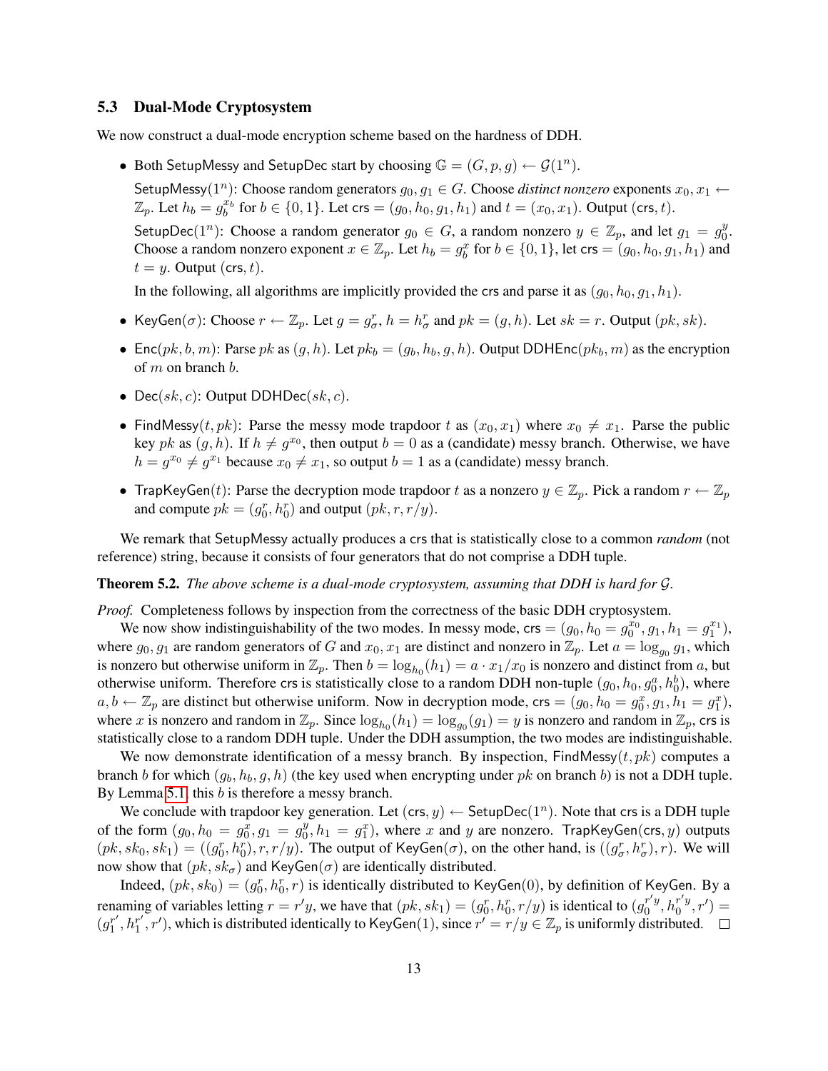### 5.3 Dual-Mode Cryptosystem

We now construct a dual-mode encryption scheme based on the hardness of DDH.

- Both SetupMessy and SetupDec start by choosing $\mathbb{G} = (G, p, g) \leftarrow \mathcal{G}(1^n)$.

  SetupMessy$(1^n)$: Choose random generators $g_0, g_1 \in G$. Choose *distinct nonzero* exponents $x_0, x_1 \leftarrow \mathbb{Z}_p$. Let $h_b = g_b^{x_b}$ for $b \in \{0,1\}$. Let $\mathsf{crs} = (g_0, h_0, g_1, h_1)$ and $t = (x_0, x_1)$. Output $(\mathsf{crs}, t)$.

  SetupDec$(1^n)$: Choose a random generator $g_0 \in G$, a random nonzero $y \in \mathbb{Z}_p$, and let $g_1 = g_0^y$. Choose a random nonzero exponent $x \in \mathbb{Z}_p$. Let $h_b = g_b^x$ for $b \in \{0,1\}$, let $\mathsf{crs} = (g_0, h_0, g_1, h_1)$ and $t = y$. Output $(\mathsf{crs}, t)$.

  In the following, all algorithms are implicitly provided the crs and parse it as $(g_0, h_0, g_1, h_1)$.

- KeyGen$(\sigma)$: Choose $r \leftarrow \mathbb{Z}_p$. Let $g = g_\sigma^r$, $h = h_\sigma^r$ and $pk = (g, h)$. Let $sk = r$. Output $(pk, sk)$.

- Enc$(pk, b, m)$: Parse $pk$ as $(g, h)$. Let $pk_b = (g_b, h_b, g, h)$. Output DDHEnc$(pk_b, m)$ as the encryption of $m$ on branch $b$.

- Dec$(sk, c)$: Output DDHDec$(sk, c)$.

- FindMessy$(t, pk)$: Parse the messy mode trapdoor $t$ as $(x_0, x_1)$ where $x_0 \neq x_1$. Parse the public key $pk$ as $(g, h)$. If $h \neq g^{x_0}$, then output $b = 0$ as a (candidate) messy branch. Otherwise, we have $h = g^{x_0} \neq g^{x_1}$ because $x_0 \neq x_1$, so output $b = 1$ as a (candidate) messy branch.

- TrapKeyGen$(t)$: Parse the decryption mode trapdoor $t$ as a nonzero $y \in \mathbb{Z}_p$. Pick a random $r \leftarrow \mathbb{Z}_p$ and compute $pk = (g_0^r, h_0^r)$ and output $(pk, r, r/y)$.

We remark that SetupMessy actually produces a crs that is statistically close to a common *random* (not reference) string, because it consists of four generators that do not comprise a DDH tuple.

**Theorem 5.2.** *The above scheme is a dual-mode cryptosystem, assuming that DDH is hard for $\mathcal{G}$.*

*Proof.* Completeness follows by inspection from the correctness of the basic DDH cryptosystem.

We now show indistinguishability of the two modes. In messy mode, $\mathsf{crs} = (g_0, h_0 = g_0^{x_0}, g_1, h_1 = g_1^{x_1})$, where $g_0, g_1$ are random generators of $G$ and $x_0, x_1$ are distinct and nonzero in $\mathbb{Z}_p$. Let $a = \log_{g_0} g_1$, which is nonzero but otherwise uniform in $\mathbb{Z}_p$. Then $b = \log_{h_0}(h_1) = a \cdot x_1/x_0$ is nonzero and distinct from $a$, but otherwise uniform. Therefore crs is statistically close to a random DDH non-tuple $(g_0, h_0, g_0^a, h_0^b)$, where $a, b \leftarrow \mathbb{Z}_p$ are distinct but otherwise uniform. Now in decryption mode, $\mathsf{crs} = (g_0, h_0 = g_0^x, g_1, h_1 = g_1^x)$, where $x$ is nonzero and random in $\mathbb{Z}_p$. Since $\log_{h_0}(h_1) = \log_{g_0}(g_1) = y$ is nonzero and random in $\mathbb{Z}_p$, crs is statistically close to a random DDH tuple. Under the DDH assumption, the two modes are indistinguishable.

We now demonstrate identification of a messy branch. By inspection, FindMessy$(t, pk)$ computes a branch $b$ for which $(g_b, h_b, g, h)$ (the key used when encrypting under $pk$ on branch $b$) is not a DDH tuple. By Lemma 5.1, this $b$ is therefore a messy branch.

We conclude with trapdoor key generation. Let $(\mathsf{crs}, y) \leftarrow$ SetupDec$(1^n)$. Note that crs is a DDH tuple of the form $(g_0, h_0 = g_0^x, g_1 = g_0^y, h_1 = g_1^x)$, where $x$ and $y$ are nonzero. TrapKeyGen$(\mathsf{crs}, y)$ outputs $(pk, sk_0, sk_1) = ((g_0^r, h_0^r), r, r/y)$. The output of KeyGen$(\sigma)$, on the other hand, is $((g_\sigma^r, h_\sigma^r), r)$. We will now show that $(pk, sk_\sigma)$ and KeyGen$(\sigma)$ are identically distributed.

Indeed, $(pk, sk_0) = (g_0^r, h_0^r, r)$ is identically distributed to KeyGen$(0)$, by definition of KeyGen. By a renaming of variables letting $r = r'y$, we have that $(pk, sk_1) = (g_0^r, h_0^r, r/y)$ is identical to $(g_0^{r'y}, h_0^{r'y}, r') = (g_1^{r'}, h_1^{r'}, r')$, which is distributed identically to KeyGen$(1)$, since $r' = r/y \in \mathbb{Z}_p$ is uniformly distributed. $\square$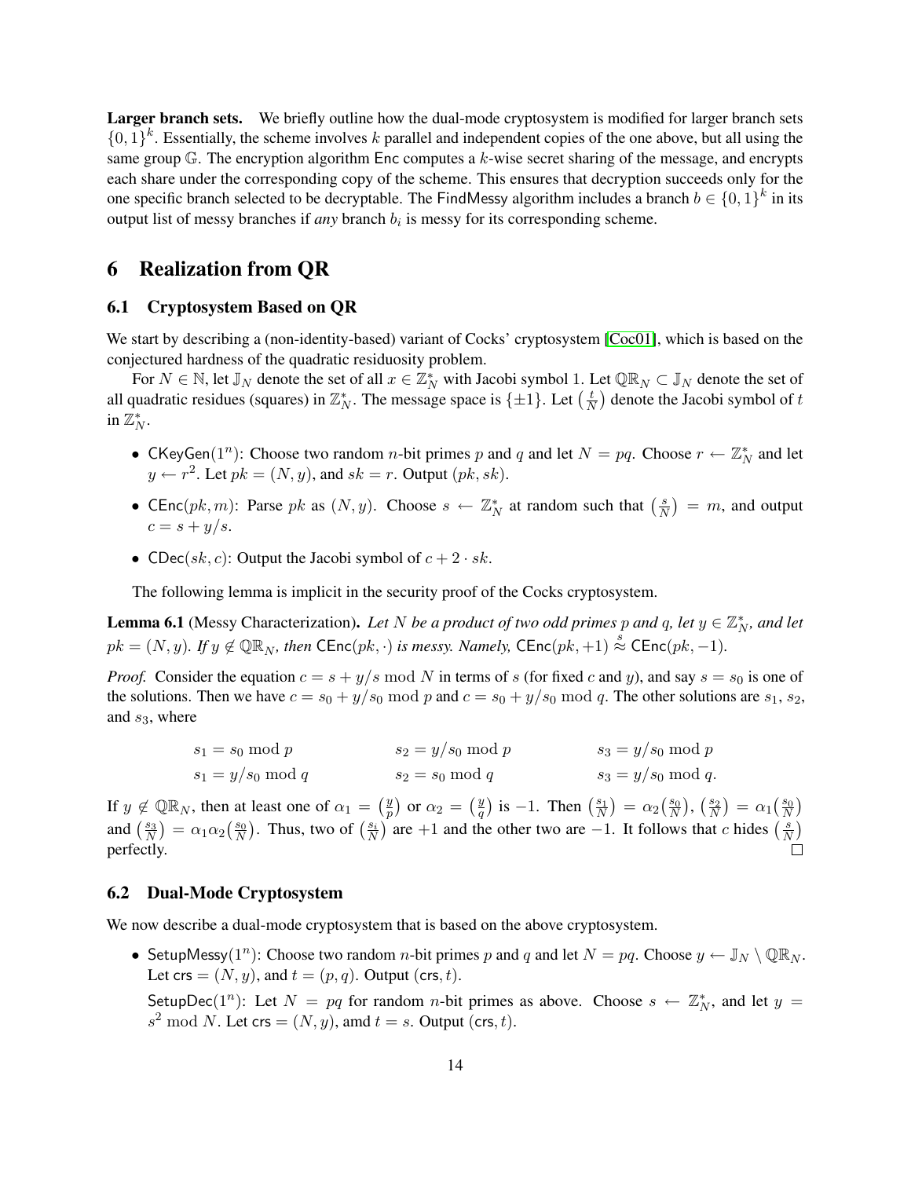**Larger branch sets.** We briefly outline how the dual-mode cryptosystem is modified for larger branch sets $\{0,1\}^k$. Essentially, the scheme involves $k$ parallel and independent copies of the one above, but all using the same group $\mathbb{G}$. The encryption algorithm $\mathsf{Enc}$ computes a $k$-wise secret sharing of the message, and encrypts each share under the corresponding copy of the scheme. This ensures that decryption succeeds only for the one specific branch selected to be decryptable. The $\mathsf{FindMessy}$ algorithm includes a branch $b \in \{0,1\}^k$ in its output list of messy branches if *any* branch $b_i$ is messy for its corresponding scheme.

# 6 Realization from QR

## 6.1 Cryptosystem Based on QR

We start by describing a (non-identity-based) variant of Cocks' cryptosystem [Coc01], which is based on the conjectured hardness of the quadratic residuosity problem.

For $N \in \mathbb{N}$, let $\mathbb{J}_N$ denote the set of all $x \in \mathbb{Z}_N^*$ with Jacobi symbol 1. Let $\mathbb{QR}_N \subset \mathbb{J}_N$ denote the set of all quadratic residues (squares) in $\mathbb{Z}_N^*$. The message space is $\{\pm 1\}$. Let $\left(\frac{t}{N}\right)$ denote the Jacobi symbol of $t$ in $\mathbb{Z}_N^*$.

- $\mathsf{CKeyGen}(1^n)$: Choose two random $n$-bit primes $p$ and $q$ and let $N = pq$. Choose $r \leftarrow \mathbb{Z}_N^*$ and let $y \leftarrow r^2$. Let $pk = (N, y)$, and $sk = r$. Output $(pk, sk)$.
- $\mathsf{CEnc}(pk, m)$: Parse $pk$ as $(N, y)$. Choose $s \leftarrow \mathbb{Z}_N^*$ at random such that $\left(\frac{s}{N}\right) = m$, and output $c = s + y/s$.
- $\mathsf{CDec}(sk, c)$: Output the Jacobi symbol of $c + 2 \cdot sk$.

The following lemma is implicit in the security proof of the Cocks cryptosystem.

**Lemma 6.1** (Messy Characterization). *Let $N$ be a product of two odd primes $p$ and $q$, let $y \in \mathbb{Z}_N^*$, and let $pk = (N, y)$. If $y \notin \mathbb{QR}_N$, then $\mathsf{CEnc}(pk, \cdot)$ is messy. Namely, $\mathsf{CEnc}(pk, +1) \overset{s}{\approx} \mathsf{CEnc}(pk, -1)$.*

*Proof.* Consider the equation $c = s + y/s \bmod N$ in terms of $s$ (for fixed $c$ and $y$), and say $s = s_0$ is one of the solutions. Then we have $c = s_0 + y/s_0 \bmod p$ and $c = s_0 + y/s_0 \bmod q$. The other solutions are $s_1$, $s_2$, and $s_3$, where

$$
\begin{aligned}
s_1 &= s_0 \bmod p & \qquad s_2 &= y/s_0 \bmod p & \qquad s_3 &= y/s_0 \bmod p \\
s_1 &= y/s_0 \bmod q & \qquad s_2 &= s_0 \bmod q & \qquad s_3 &= y/s_0 \bmod q.
\end{aligned}
$$

If $y \notin \mathbb{QR}_N$, then at least one of $\alpha_1 = \left(\frac{y}{p}\right)$ or $\alpha_2 = \left(\frac{y}{q}\right)$ is $-1$. Then $\left(\frac{s_1}{N}\right) = \alpha_2 \left(\frac{s_0}{N}\right)$, $\left(\frac{s_2}{N}\right) = \alpha_1 \left(\frac{s_0}{N}\right)$ and $\left(\frac{s_3}{N}\right) = \alpha_1 \alpha_2 \left(\frac{s_0}{N}\right)$. Thus, two of $\left(\frac{s_i}{N}\right)$ are $+1$ and the other two are $-1$. It follows that $c$ hides $\left(\frac{s}{N}\right)$ perfectly. $\square$

## 6.2 Dual-Mode Cryptosystem

We now describe a dual-mode cryptosystem that is based on the above cryptosystem.

- $\mathsf{SetupMessy}(1^n)$: Choose two random $n$-bit primes $p$ and $q$ and let $N = pq$. Choose $y \leftarrow \mathbb{J}_N \setminus \mathbb{QR}_N$. Let $\mathsf{crs} = (N, y)$, and $t = (p, q)$. Output $(\mathsf{crs}, t)$.

  $\mathsf{SetupDec}(1^n)$: Let $N = pq$ for random $n$-bit primes as above. Choose $s \leftarrow \mathbb{Z}_N^*$, and let $y = s^2 \bmod N$. Let $\mathsf{crs} = (N, y)$, amd $t = s$. Output $(\mathsf{crs}, t)$.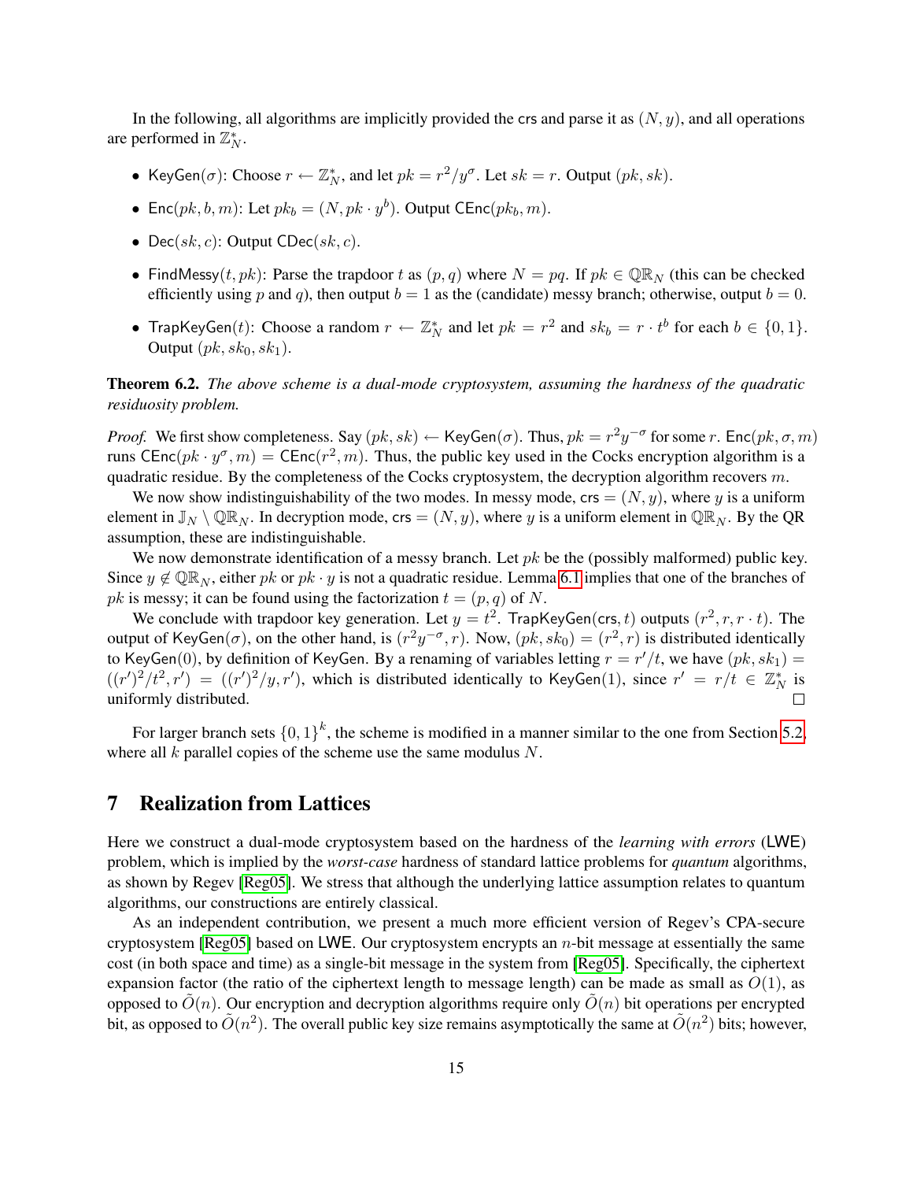In the following, all algorithms are implicitly provided the $\mathsf{crs}$ and parse it as $(N, y)$, and all operations are performed in $\mathbb{Z}_N^*$.

- $\mathsf{KeyGen}(\sigma)$: Choose $r \leftarrow \mathbb{Z}_N^*$, and let $pk = r^2/y^\sigma$. Let $sk = r$. Output $(pk, sk)$.
- $\mathsf{Enc}(pk, b, m)$: Let $pk_b = (N, pk \cdot y^b)$. Output $\mathsf{CEnc}(pk_b, m)$.
- $\mathsf{Dec}(sk, c)$: Output $\mathsf{CDec}(sk, c)$.
- $\mathsf{FindMessy}(t, pk)$: Parse the trapdoor $t$ as $(p, q)$ where $N = pq$. If $pk \in \mathbb{QR}_N$ (this can be checked efficiently using $p$ and $q$), then output $b = 1$ as the (candidate) messy branch; otherwise, output $b = 0$.
- $\mathsf{TrapKeyGen}(t)$: Choose a random $r \leftarrow \mathbb{Z}_N^*$ and let $pk = r^2$ and $sk_b = r \cdot t^b$ for each $b \in \{0, 1\}$. Output $(pk, sk_0, sk_1)$.

**Theorem 6.2.** *The above scheme is a dual-mode cryptosystem, assuming the hardness of the quadratic residuosity problem.*

*Proof.* We first show completeness. Say $(pk, sk) \leftarrow \mathsf{KeyGen}(\sigma)$. Thus, $pk = r^2 y^{-\sigma}$ for some $r$. $\mathsf{Enc}(pk, \sigma, m)$ runs $\mathsf{CEnc}(pk \cdot y^\sigma, m) = \mathsf{CEnc}(r^2, m)$. Thus, the public key used in the Cocks encryption algorithm is a quadratic residue. By the completeness of the Cocks cryptosystem, the decryption algorithm recovers $m$.

We now show indistinguishability of the two modes. In messy mode, $\mathsf{crs} = (N, y)$, where $y$ is a uniform element in $\mathbb{J}_N \setminus \mathbb{QR}_N$. In decryption mode, $\mathsf{crs} = (N, y)$, where $y$ is a uniform element in $\mathbb{QR}_N$. By the QR assumption, these are indistinguishable.

We now demonstrate identification of a messy branch. Let $pk$ be the (possibly malformed) public key. Since $y \notin \mathbb{QR}_N$, either $pk$ or $pk \cdot y$ is not a quadratic residue. Lemma 6.1 implies that one of the branches of $pk$ is messy; it can be found using the factorization $t = (p, q)$ of $N$.

We conclude with trapdoor key generation. Let $y = t^2$. $\mathsf{TrapKeyGen}(\mathsf{crs}, t)$ outputs $(r^2, r, r \cdot t)$. The output of $\mathsf{KeyGen}(\sigma)$, on the other hand, is $(r^2 y^{-\sigma}, r)$. Now, $(pk, sk_0) = (r^2, r)$ is distributed identically to $\mathsf{KeyGen}(0)$, by definition of $\mathsf{KeyGen}$. By a renaming of variables letting $r = r'/t$, we have $(pk, sk_1) = ((r')^2/t^2, r') = ((r')^2/y, r')$, which is distributed identically to $\mathsf{KeyGen}(1)$, since $r' = r/t \in \mathbb{Z}_N^*$ is uniformly distributed. $\square$

For larger branch sets $\{0, 1\}^k$, the scheme is modified in a manner similar to the one from Section 5.2, where all $k$ parallel copies of the scheme use the same modulus $N$.

# 7 Realization from Lattices

Here we construct a dual-mode cryptosystem based on the hardness of the *learning with errors* ($\mathsf{LWE}$) problem, which is implied by the *worst-case* hardness of standard lattice problems for *quantum* algorithms, as shown by Regev [Reg05]. We stress that although the underlying lattice assumption relates to quantum algorithms, our constructions are entirely classical.

As an independent contribution, we present a much more efficient version of Regev's CPA-secure cryptosystem [Reg05] based on $\mathsf{LWE}$. Our cryptosystem encrypts an $n$-bit message at essentially the same cost (in both space and time) as a single-bit message in the system from [Reg05]. Specifically, the ciphertext expansion factor (the ratio of the ciphertext length to message length) can be made as small as $O(1)$, as opposed to $\tilde{O}(n)$. Our encryption and decryption algorithms require only $\tilde{O}(n)$ bit operations per encrypted bit, as opposed to $\tilde{O}(n^2)$. The overall public key size remains asymptotically the same at $\tilde{O}(n^2)$ bits; however,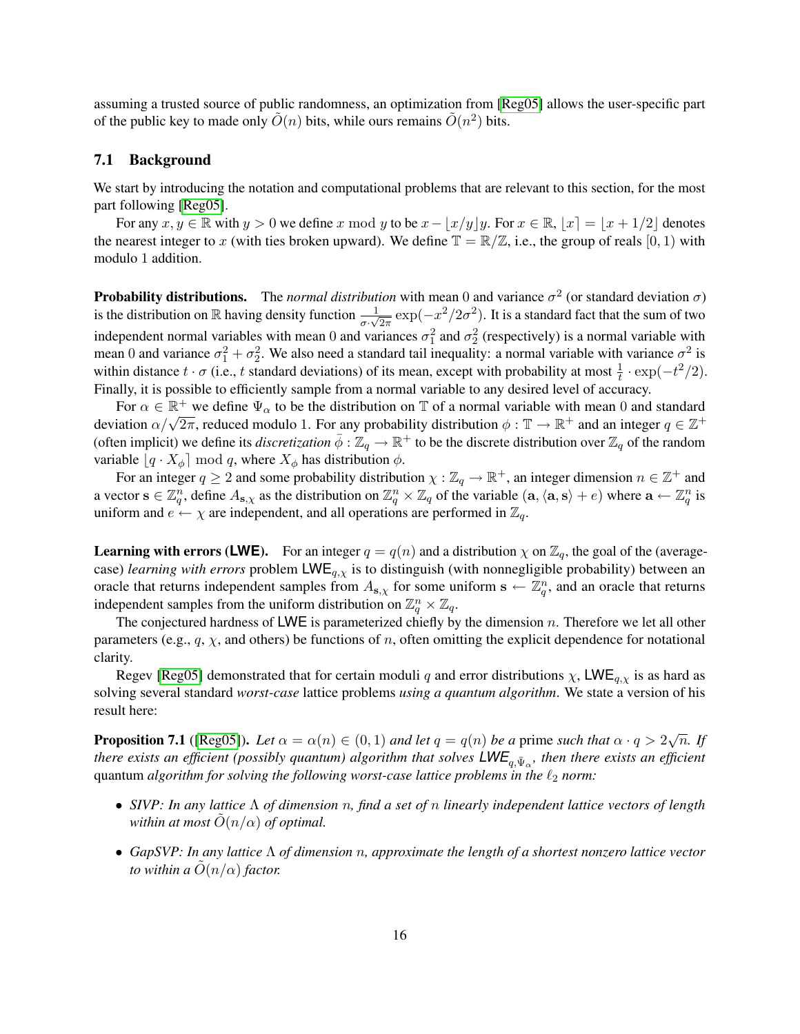assuming a trusted source of public randomness, an optimization from [Reg05] allows the user-specific part of the public key to made only $\tilde{O}(n)$ bits, while ours remains $\tilde{O}(n^2)$ bits.

### 7.1 Background

We start by introducing the notation and computational problems that are relevant to this section, for the most part following [Reg05].

For any $x, y \in \mathbb{R}$ with $y > 0$ we define $x \bmod y$ to be $x - \lfloor x/y \rfloor y$. For $x \in \mathbb{R}$, $\lfloor x \rceil = \lfloor x + 1/2 \rfloor$ denotes the nearest integer to $x$ (with ties broken upward). We define $\mathbb{T} = \mathbb{R}/\mathbb{Z}$, i.e., the group of reals $[0, 1)$ with modulo 1 addition.

**Probability distributions.** The *normal distribution* with mean 0 and variance $\sigma^2$ (or standard deviation $\sigma$) is the distribution on $\mathbb{R}$ having density function $\frac{1}{\sigma \cdot \sqrt{2\pi}} \exp(-x^2/2\sigma^2)$. It is a standard fact that the sum of two independent normal variables with mean 0 and variances $\sigma_1^2$ and $\sigma_2^2$ (respectively) is a normal variable with mean 0 and variance $\sigma_1^2 + \sigma_2^2$. We also need a standard tail inequality: a normal variable with variance $\sigma^2$ is within distance $t \cdot \sigma$ (i.e., $t$ standard deviations) of its mean, except with probability at most $\frac{1}{t} \cdot \exp(-t^2/2)$. Finally, it is possible to efficiently sample from a normal variable to any desired level of accuracy.

For $\alpha \in \mathbb{R}^+$ we define $\Psi_\alpha$ to be the distribution on $\mathbb{T}$ of a normal variable with mean 0 and standard deviation $\alpha/\sqrt{2\pi}$, reduced modulo 1. For any probability distribution $\phi : \mathbb{T} \to \mathbb{R}^+$ and an integer $q \in \mathbb{Z}^+$ (often implicit) we define its *discretization* $\bar{\phi} : \mathbb{Z}_q \to \mathbb{R}^+$ to be the discrete distribution over $\mathbb{Z}_q$ of the random variable $\lfloor q \cdot X_\phi \rceil \bmod q$, where $X_\phi$ has distribution $\phi$.

For an integer $q \geq 2$ and some probability distribution $\chi : \mathbb{Z}_q \to \mathbb{R}^+$, an integer dimension $n \in \mathbb{Z}^+$ and a vector $\mathbf{s} \in \mathbb{Z}_q^n$, define $A_{\mathbf{s},\chi}$ as the distribution on $\mathbb{Z}_q^n \times \mathbb{Z}_q$ of the variable $(\mathbf{a}, \langle \mathbf{a}, \mathbf{s} \rangle + e)$ where $\mathbf{a} \leftarrow \mathbb{Z}_q^n$ is uniform and $e \leftarrow \chi$ are independent, and all operations are performed in $\mathbb{Z}_q$.

**Learning with errors (LWE).** For an integer $q = q(n)$ and a distribution $\chi$ on $\mathbb{Z}_q$, the goal of the (average-case) *learning with errors* problem $\mathsf{LWE}_{q,\chi}$ is to distinguish (with nonnegligible probability) between an oracle that returns independent samples from $A_{\mathbf{s},\chi}$ for some uniform $\mathbf{s} \leftarrow \mathbb{Z}_q^n$, and an oracle that returns independent samples from the uniform distribution on $\mathbb{Z}_q^n \times \mathbb{Z}_q$.

The conjectured hardness of LWE is parameterized chiefly by the dimension $n$. Therefore we let all other parameters (e.g., $q$, $\chi$, and others) be functions of $n$, often omitting the explicit dependence for notational clarity.

Regev [Reg05] demonstrated that for certain moduli $q$ and error distributions $\chi$, $\mathsf{LWE}_{q,\chi}$ is as hard as solving several standard *worst-case* lattice problems *using a quantum algorithm*. We state a version of his result here:

**Proposition 7.1** ([Reg05]). *Let $\alpha = \alpha(n) \in (0, 1)$ and let $q = q(n)$ be a* prime *such that $\alpha \cdot q > 2\sqrt{n}$. If there exists an efficient (possibly quantum) algorithm that solves $\mathsf{LWE}_{q,\bar{\Psi}_\alpha}$, then there exists an efficient* quantum *algorithm for solving the following worst-case lattice problems in the $\ell_2$ norm:*

- *SIVP: In any lattice $\Lambda$ of dimension $n$, find a set of $n$ linearly independent lattice vectors of length within at most $\tilde{O}(n/\alpha)$ of optimal.*
- *GapSVP: In any lattice $\Lambda$ of dimension $n$, approximate the length of a shortest nonzero lattice vector to within a $\tilde{O}(n/\alpha)$ factor.*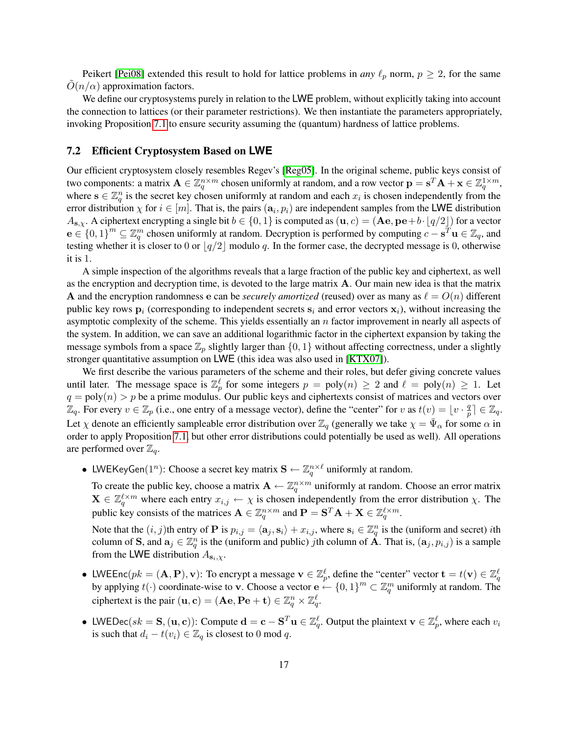Peikert [Pei08] extended this result to hold for lattice problems in *any* $\ell_p$ norm, $p \geq 2$, for the same $\tilde{O}(n/\alpha)$ approximation factors.

We define our cryptosystems purely in relation to the LWE problem, without explicitly taking into account the connection to lattices (or their parameter restrictions). We then instantiate the parameters appropriately, invoking Proposition 7.1 to ensure security assuming the (quantum) hardness of lattice problems.

### 7.2 Efficient Cryptosystem Based on LWE

Our efficient cryptosystem closely resembles Regev's [Reg05]. In the original scheme, public keys consist of two components: a matrix $\mathbf{A} \in \mathbb{Z}_q^{n \times m}$ chosen uniformly at random, and a row vector $\mathbf{p} = \mathbf{s}^T\mathbf{A} + \mathbf{x} \in \mathbb{Z}_q^{1 \times m}$, where $\mathbf{s} \in \mathbb{Z}_q^n$ is the secret key chosen uniformly at random and each $x_i$ is chosen independently from the error distribution $\chi$ for $i \in [m]$. That is, the pairs $(\mathbf{a}_i, p_i)$ are independent samples from the LWE distribution $A_{\mathbf{s},\chi}$. A ciphertext encrypting a single bit $b \in \{0, 1\}$ is computed as $(\mathbf{u}, c) = (\mathbf{Ae}, \mathbf{pe} + b \cdot \lfloor q/2 \rfloor)$ for a vector $\mathbf{e} \in \{0,1\}^m \subseteq \mathbb{Z}_q^m$ chosen uniformly at random. Decryption is performed by computing $c - \mathbf{s}^T\mathbf{u} \in \mathbb{Z}_q$, and testing whether it is closer to 0 or $\lfloor q/2 \rfloor$ modulo $q$. In the former case, the decrypted message is 0, otherwise it is 1.

A simple inspection of the algorithms reveals that a large fraction of the public key and ciphertext, as well as the encryption and decryption time, is devoted to the large matrix $\mathbf{A}$. Our main new idea is that the matrix $\mathbf{A}$ and the encryption randomness $\mathbf{e}$ can be *securely amortized* (reused) over as many as $\ell = O(n)$ different public key rows $\mathbf{p}_i$ (corresponding to independent secrets $\mathbf{s}_i$ and error vectors $\mathbf{x}_i$), without increasing the asymptotic complexity of the scheme. This yields essentially an $n$ factor improvement in nearly all aspects of the system. In addition, we can save an additional logarithmic factor in the ciphertext expansion by taking the message symbols from a space $\mathbb{Z}_p$ slightly larger than $\{0, 1\}$ without affecting correctness, under a slightly stronger quantitative assumption on LWE (this idea was also used in [KTX07]).

We first describe the various parameters of the scheme and their roles, but defer giving concrete values until later. The message space is $\mathbb{Z}_p^\ell$ for some integers $p = \text{poly}(n) \geq 2$ and $\ell = \text{poly}(n) \geq 1$. Let $q = \text{poly}(n) > p$ be a prime modulus. Our public keys and ciphertexts consist of matrices and vectors over $\mathbb{Z}_q$. For every $v \in \mathbb{Z}_p$ (i.e., one entry of a message vector), define the "center" for $v$ as $t(v) = \lfloor v \cdot \frac{q}{p} \rceil \in \mathbb{Z}_q$. Let $\chi$ denote an efficiently sampleable error distribution over $\mathbb{Z}_q$ (generally we take $\chi = \bar{\Psi}_\alpha$ for some $\alpha$ in order to apply Proposition 7.1, but other error distributions could potentially be used as well). All operations are performed over $\mathbb{Z}_q$.

- LWEKeyGen$(1^n)$: Choose a secret key matrix $\mathbf{S} \leftarrow \mathbb{Z}_q^{n \times \ell}$ uniformly at random.

  To create the public key, choose a matrix $\mathbf{A} \leftarrow \mathbb{Z}_q^{n \times m}$ uniformly at random. Choose an error matrix $\mathbf{X} \in \mathbb{Z}_q^{\ell \times m}$ where each entry $x_{i,j} \leftarrow \chi$ is chosen independently from the error distribution $\chi$. The public key consists of the matrices $\mathbf{A} \in \mathbb{Z}_q^{n \times m}$ and $\mathbf{P} = \mathbf{S}^T\mathbf{A} + \mathbf{X} \in \mathbb{Z}_q^{\ell \times m}$.

  Note that the $(i, j)$th entry of $\mathbf{P}$ is $p_{i,j} = \langle \mathbf{a}_j, \mathbf{s}_i \rangle + x_{i,j}$, where $\mathbf{s}_i \in \mathbb{Z}_q^n$ is the (uniform and secret) $i$th column of $\mathbf{S}$, and $\mathbf{a}_j \in \mathbb{Z}_q^n$ is the (uniform and public) $j$th column of $\mathbf{A}$. That is, $(\mathbf{a}_j, p_{i,j})$ is a sample from the LWE distribution $A_{\mathbf{s}_i,\chi}$.

- LWEEnc$(pk = (\mathbf{A}, \mathbf{P}), \mathbf{v})$: To encrypt a message $\mathbf{v} \in \mathbb{Z}_p^\ell$, define the "center" vector $\mathbf{t} = t(\mathbf{v}) \in \mathbb{Z}_q^\ell$ by applying $t(\cdot)$ coordinate-wise to $\mathbf{v}$. Choose a vector $\mathbf{e} \leftarrow \{0, 1\}^m \subset \mathbb{Z}_q^m$ uniformly at random. The ciphertext is the pair $(\mathbf{u}, \mathbf{c}) = (\mathbf{Ae}, \mathbf{Pe} + \mathbf{t}) \in \mathbb{Z}_q^n \times \mathbb{Z}_q^\ell$.

- LWEDec$(sk = \mathbf{S}, (\mathbf{u}, \mathbf{c}))$: Compute $\mathbf{d} = \mathbf{c} - \mathbf{S}^T\mathbf{u} \in \mathbb{Z}_q^\ell$. Output the plaintext $\mathbf{v} \in \mathbb{Z}_p^\ell$, where each $v_i$ is such that $d_i - t(v_i) \in \mathbb{Z}_q$ is closest to 0 mod $q$.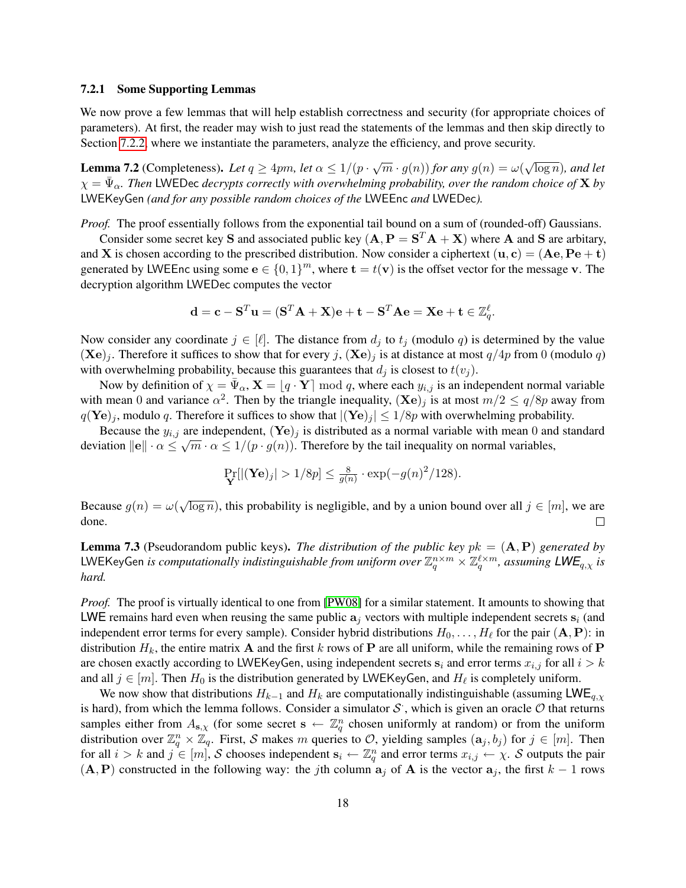### 7.2.1 Some Supporting Lemmas

We now prove a few lemmas that will help establish correctness and security (for appropriate choices of parameters). At first, the reader may wish to just read the statements of the lemmas and then skip directly to Section 7.2.2, where we instantiate the parameters, analyze the efficiency, and prove security.

**Lemma 7.2** (Completeness)**.** *Let $q \geq 4pm$, let $\alpha \leq 1/(p \cdot \sqrt{m} \cdot g(n))$ for any $g(n) = \omega(\sqrt{\log n})$, and let $\chi = \bar{\Psi}_\alpha$. Then* LWEDec *decrypts correctly with overwhelming probability, over the random choice of $\mathbf{X}$ by* LWEKeyGen *(and for any possible random choices of the* LWEEnc *and* LWEDec*).*

*Proof.* The proof essentially follows from the exponential tail bound on a sum of (rounded-off) Gaussians.

Consider some secret key $\mathbf{S}$ and associated public key $(\mathbf{A}, \mathbf{P} = \mathbf{S}^T\mathbf{A} + \mathbf{X})$ where $\mathbf{A}$ and $\mathbf{S}$ are arbitary, and $\mathbf{X}$ is chosen according to the prescribed distribution. Now consider a ciphertext $(\mathbf{u}, \mathbf{c}) = (\mathbf{A}\mathbf{e}, \mathbf{P}\mathbf{e} + \mathbf{t})$ generated by LWEEnc using some $\mathbf{e} \in \{0,1\}^m$, where $\mathbf{t} = t(\mathbf{v})$ is the offset vector for the message $\mathbf{v}$. The decryption algorithm LWEDec computes the vector

$$\mathbf{d} = \mathbf{c} - \mathbf{S}^T\mathbf{u} = (\mathbf{S}^T\mathbf{A} + \mathbf{X})\mathbf{e} + \mathbf{t} - \mathbf{S}^T\mathbf{A}\mathbf{e} = \mathbf{X}\mathbf{e} + \mathbf{t} \in \mathbb{Z}_q^\ell.$$

Now consider any coordinate $j \in [\ell]$. The distance from $d_j$ to $t_j$ (modulo $q$) is determined by the value $(\mathbf{X}\mathbf{e})_j$. Therefore it suffices to show that for every $j$, $(\mathbf{X}\mathbf{e})_j$ is at distance at most $q/4p$ from 0 (modulo $q$) with overwhelming probability, because this guarantees that $d_j$ is closest to $t(v_j)$.

Now by definition of $\chi = \bar{\Psi}_\alpha$, $\mathbf{X} = \lfloor q \cdot \mathbf{Y} \rceil \bmod q$, where each $y_{i,j}$ is an independent normal variable with mean 0 and variance $\alpha^2$. Then by the triangle inequality, $(\mathbf{X}\mathbf{e})_j$ is at most $m/2 \leq q/8p$ away from $q(\mathbf{Y}\mathbf{e})_j$, modulo $q$. Therefore it suffices to show that $|(\mathbf{Y}\mathbf{e})_j| \leq 1/8p$ with overwhelming probability.

Because the $y_{i,j}$ are independent, $(\mathbf{Y}\mathbf{e})_j$ is distributed as a normal variable with mean 0 and standard deviation $\|\mathbf{e}\| \cdot \alpha \leq \sqrt{m} \cdot \alpha \leq 1/(p \cdot g(n))$. Therefore by the tail inequality on normal variables,

$$\Pr_{\mathbf{Y}}[|(\mathbf{Y}\mathbf{e})_j| > 1/8p] \leq \tfrac{8}{g(n)} \cdot \exp(-g(n)^2/128).$$

Because $g(n) = \omega(\sqrt{\log n})$, this probability is negligible, and by a union bound over all $j \in [m]$, we are done. □

**Lemma 7.3** (Pseudorandom public keys)**.** *The distribution of the public key $pk = (\mathbf{A}, \mathbf{P})$ generated by* LWEKeyGen *is computationally indistinguishable from uniform over $\mathbb{Z}_q^{n \times m} \times \mathbb{Z}_q^{\ell \times m}$, assuming $\mathsf{LWE}_{q,\chi}$ is hard.*

*Proof.* The proof is virtually identical to one from [PW08] for a similar statement. It amounts to showing that LWE remains hard even when reusing the same public $\mathbf{a}_j$ vectors with multiple independent secrets $\mathbf{s}_i$ (and independent error terms for every sample). Consider hybrid distributions $H_0, \ldots, H_\ell$ for the pair $(\mathbf{A}, \mathbf{P})$: in distribution $H_k$, the entire matrix $\mathbf{A}$ and the first $k$ rows of $\mathbf{P}$ are all uniform, while the remaining rows of $\mathbf{P}$ are chosen exactly according to LWEKeyGen, using independent secrets $\mathbf{s}_i$ and error terms $x_{i,j}$ for all $i > k$ and all $j \in [m]$. Then $H_0$ is the distribution generated by LWEKeyGen, and $H_\ell$ is completely uniform.

We now show that distributions $H_{k-1}$ and $H_k$ are computationally indistinguishable (assuming $\mathsf{LWE}_{q,\chi}$ is hard), from which the lemma follows. Consider a simulator $\mathcal{S}^{\cdot}$, which is given an oracle $\mathcal{O}$ that returns samples either from $A_{\mathbf{s},\chi}$ (for some secret $\mathbf{s} \leftarrow \mathbb{Z}_q^n$ chosen uniformly at random) or from the uniform distribution over $\mathbb{Z}_q^n \times \mathbb{Z}_q$. First, $\mathcal{S}$ makes $m$ queries to $\mathcal{O}$, yielding samples $(\mathbf{a}_j, b_j)$ for $j \in [m]$. Then for all $i > k$ and $j \in [m]$, $\mathcal{S}$ chooses independent $\mathbf{s}_i \leftarrow \mathbb{Z}_q^n$ and error terms $x_{i,j} \leftarrow \chi$. $\mathcal{S}$ outputs the pair $(\mathbf{A}, \mathbf{P})$ constructed in the following way: the $j$th column $\mathbf{a}_j$ of $\mathbf{A}$ is the vector $\mathbf{a}_j$, the first $k - 1$ rows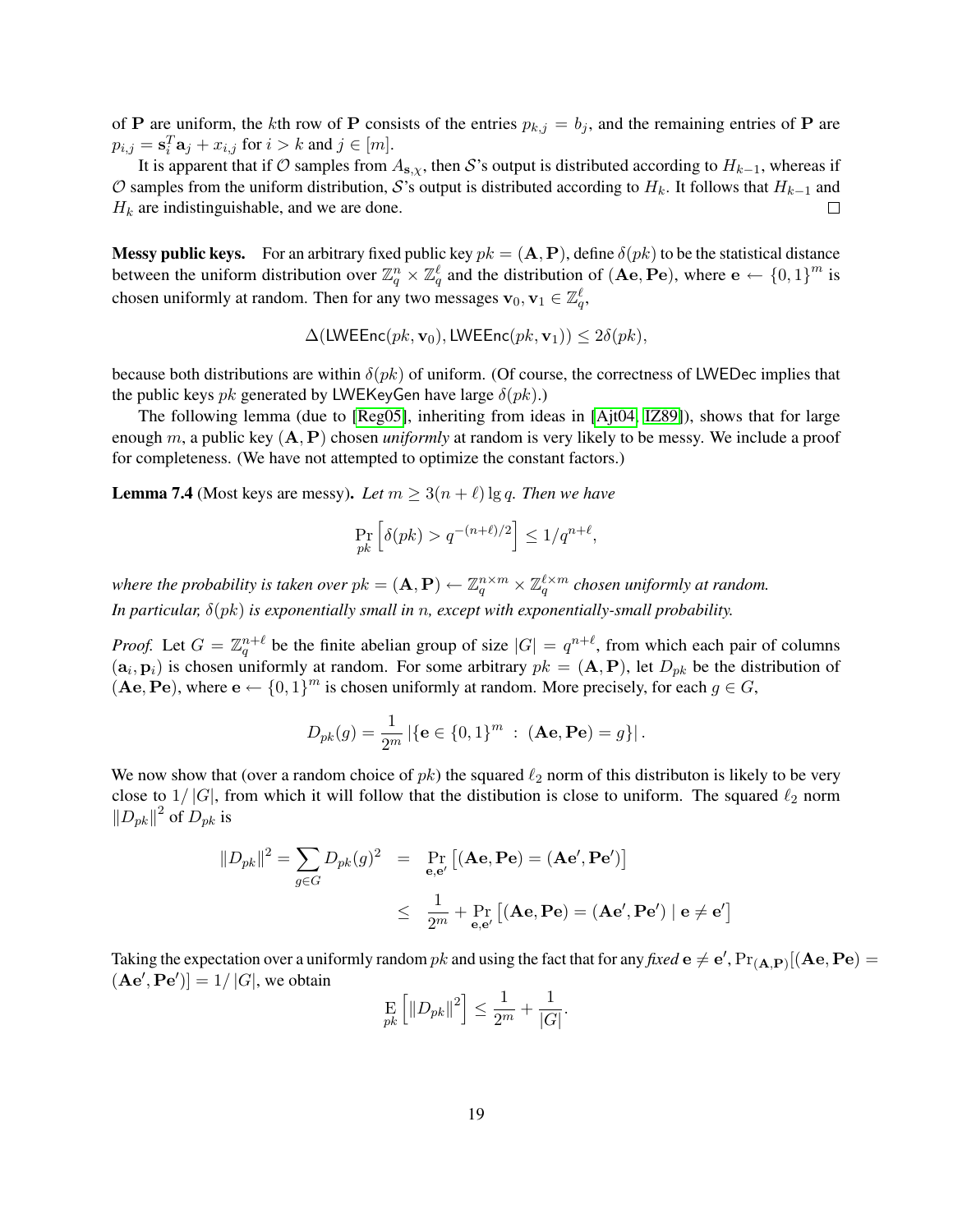of $\mathbf{P}$ are uniform, the $k$th row of $\mathbf{P}$ consists of the entries $p_{k,j} = b_j$, and the remaining entries of $\mathbf{P}$ are $p_{i,j} = \mathbf{s}_i^T \mathbf{a}_j + x_{i,j}$ for $i > k$ and $j \in [m]$.

It is apparent that if $\mathcal{O}$ samples from $A_{\mathbf{s},\chi}$, then $\mathcal{S}$'s output is distributed according to $H_{k-1}$, whereas if $\mathcal{O}$ samples from the uniform distribution, $\mathcal{S}$'s output is distributed according to $H_k$. It follows that $H_{k-1}$ and $H_k$ are indistinguishable, and we are done. □

**Messy public keys.** For an arbitrary fixed public key $pk = (\mathbf{A}, \mathbf{P})$, define $\delta(pk)$ to be the statistical distance between the uniform distribution over $\mathbb{Z}_q^n \times \mathbb{Z}_q^\ell$ and the distribution of $(\mathbf{Ae}, \mathbf{Pe})$, where $\mathbf{e} \leftarrow \{0,1\}^m$ is chosen uniformly at random. Then for any two messages $\mathbf{v}_0, \mathbf{v}_1 \in \mathbb{Z}_q^\ell$,

$$\Delta(\mathsf{LWEEnc}(pk, \mathbf{v}_0), \mathsf{LWEEnc}(pk, \mathbf{v}_1)) \leq 2\delta(pk),$$

because both distributions are within $\delta(pk)$ of uniform. (Of course, the correctness of $\mathsf{LWEDec}$ implies that the public keys $pk$ generated by $\mathsf{LWEKeyGen}$ have large $\delta(pk)$.)

The following lemma (due to [Reg05], inheriting from ideas in [Ajt04, IZ89]), shows that for large enough $m$, a public key $(\mathbf{A}, \mathbf{P})$ chosen *uniformly* at random is very likely to be messy. We include a proof for completeness. (We have not attempted to optimize the constant factors.)

**Lemma 7.4** (Most keys are messy). *Let $m \geq 3(n+\ell)\lg q$. Then we have*

$$\Pr_{pk}\left[\delta(pk) > q^{-(n+\ell)/2}\right] \leq 1/q^{n+\ell},$$

*where the probability is taken over $pk = (\mathbf{A}, \mathbf{P}) \leftarrow \mathbb{Z}_q^{n\times m} \times \mathbb{Z}_q^{\ell \times m}$ chosen uniformly at random. In particular, $\delta(pk)$ is exponentially small in $n$, except with exponentially-small probability.*

*Proof.* Let $G = \mathbb{Z}_q^{n+\ell}$ be the finite abelian group of size $|G| = q^{n+\ell}$, from which each pair of columns $(\mathbf{a}_i, \mathbf{p}_i)$ is chosen uniformly at random. For some arbitrary $pk = (\mathbf{A}, \mathbf{P})$, let $D_{pk}$ be the distribution of $(\mathbf{Ae}, \mathbf{Pe})$, where $\mathbf{e} \leftarrow \{0,1\}^m$ is chosen uniformly at random. More precisely, for each $g \in G$,

$$D_{pk}(g) = \frac{1}{2^m}\left|\{\mathbf{e} \in \{0,1\}^m \ : \ (\mathbf{Ae}, \mathbf{Pe}) = g\}\right|.$$

We now show that (over a random choice of $pk$) the squared $\ell_2$ norm of this distributon is likely to be very close to $1/|G|$, from which it will follow that the distibution is close to uniform. The squared $\ell_2$ norm $\|D_{pk}\|^2$ of $D_{pk}$ is

$$\begin{aligned}
\|D_{pk}\|^2 = \sum_{g\in G} D_{pk}(g)^2 &= \Pr_{\mathbf{e},\mathbf{e}'}\left[(\mathbf{Ae}, \mathbf{Pe}) = (\mathbf{Ae}', \mathbf{Pe}')\right] \\
&\leq \frac{1}{2^m} + \Pr_{\mathbf{e},\mathbf{e}'}\left[(\mathbf{Ae}, \mathbf{Pe}) = (\mathbf{Ae}', \mathbf{Pe}') \mid \mathbf{e} \neq \mathbf{e}'\right]
\end{aligned}$$

Taking the expectation over a uniformly random $pk$ and using the fact that for any *fixed* $\mathbf{e} \neq \mathbf{e}'$, $\Pr_{(\mathbf{A},\mathbf{P})}[(\mathbf{Ae}, \mathbf{Pe}) = (\mathbf{Ae}', \mathbf{Pe}')] = 1/|G|$, we obtain

$$\mathop{\mathrm{E}}_{pk}\left[\|D_{pk}\|^2\right] \leq \frac{1}{2^m} + \frac{1}{|G|}.$$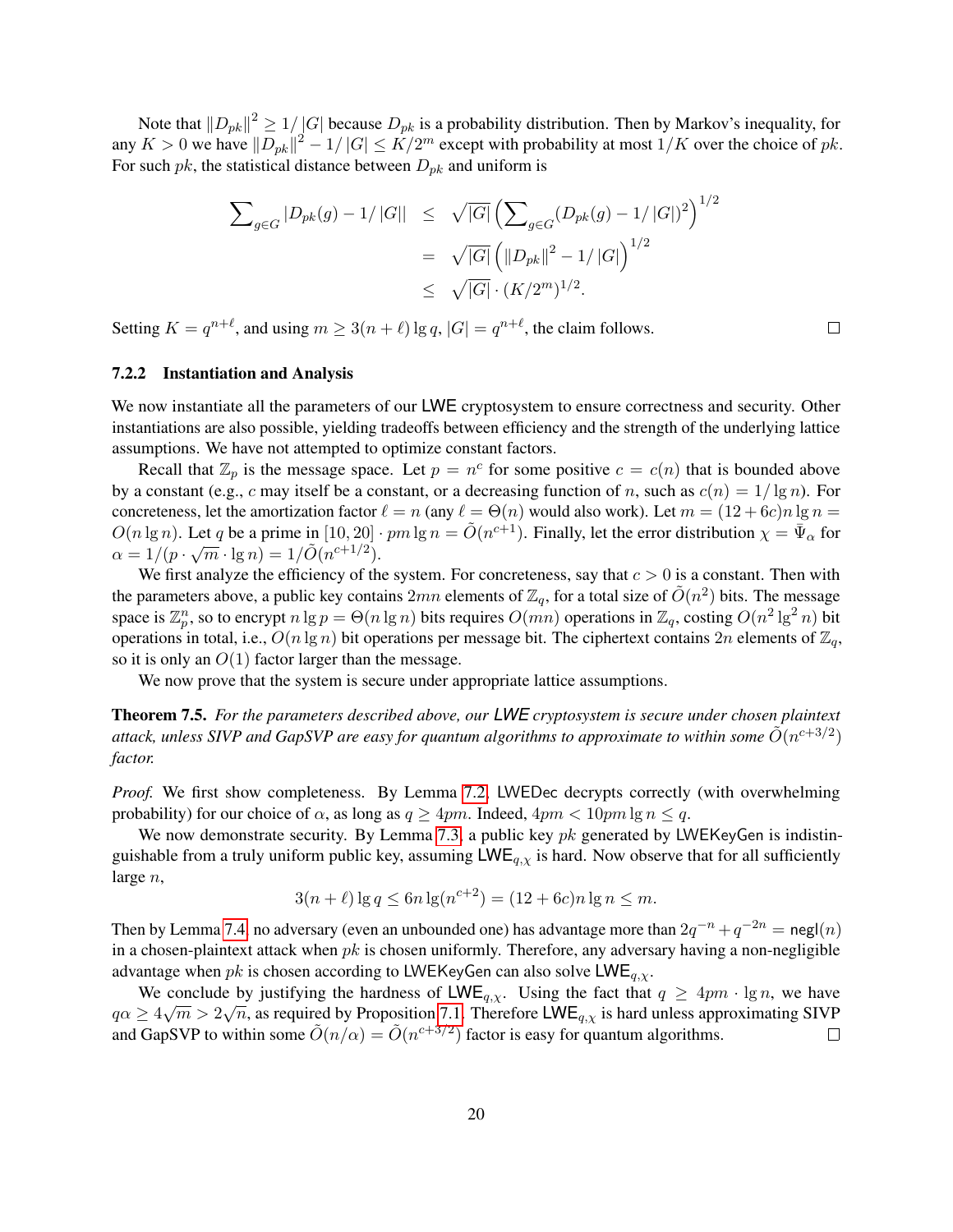Note that $\|D_{pk}\|^2 \geq 1/|G|$ because $D_{pk}$ is a probability distribution. Then by Markov's inequality, for any $K > 0$ we have $\|D_{pk}\|^2 - 1/|G| \leq K/2^m$ except with probability at most $1/K$ over the choice of $pk$. For such $pk$, the statistical distance between $D_{pk}$ and uniform is

$$
\begin{aligned}
\sum_{g\in G} |D_{pk}(g) - 1/|G|| &\leq \sqrt{|G|}\left(\sum_{g\in G}(D_{pk}(g) - 1/|G|)^2\right)^{1/2} \\
&= \sqrt{|G|}\left(\|D_{pk}\|^2 - 1/|G|\right)^{1/2} \\
&\leq \sqrt{|G|}\cdot (K/2^m)^{1/2}.
\end{aligned}
$$

Setting $K = q^{n+\ell}$, and using $m \geq 3(n+\ell)\lg q$, $|G| = q^{n+\ell}$, the claim follows. □

### 7.2.2 Instantiation and Analysis

We now instantiate all the parameters of our LWE cryptosystem to ensure correctness and security. Other instantiations are also possible, yielding tradeoffs between efficiency and the strength of the underlying lattice assumptions. We have not attempted to optimize constant factors.

Recall that $\mathbb{Z}_p$ is the message space. Let $p = n^c$ for some positive $c = c(n)$ that is bounded above by a constant (e.g., $c$ may itself be a constant, or a decreasing function of $n$, such as $c(n) = 1/\lg n$). For concreteness, let the amortization factor $\ell = n$ (any $\ell = \Theta(n)$ would also work). Let $m = (12+6c)n \lg n = O(n \lg n)$. Let $q$ be a prime in $[10, 20] \cdot pm \lg n = \tilde{O}(n^{c+1})$. Finally, let the error distribution $\chi = \bar{\Psi}_\alpha$ for $\alpha = 1/(p \cdot \sqrt{m} \cdot \lg n) = 1/\tilde{O}(n^{c+1/2})$.

We first analyze the efficiency of the system. For concreteness, say that $c > 0$ is a constant. Then with the parameters above, a public key contains $2mn$ elements of $\mathbb{Z}_q$, for a total size of $\tilde{O}(n^2)$ bits. The message space is $\mathbb{Z}_p^n$, so to encrypt $n \lg p = \Theta(n \lg n)$ bits requires $O(mn)$ operations in $\mathbb{Z}_q$, costing $O(n^2 \lg^2 n)$ bit operations in total, i.e., $O(n \lg n)$ bit operations per message bit. The ciphertext contains $2n$ elements of $\mathbb{Z}_q$, so it is only an $O(1)$ factor larger than the message.

We now prove that the system is secure under appropriate lattice assumptions.

**Theorem 7.5.** *For the parameters described above, our LWE cryptosystem is secure under chosen plaintext attack, unless SIVP and GapSVP are easy for quantum algorithms to approximate to within some $\tilde{O}(n^{c+3/2})$ factor.*

*Proof.* We first show completeness. By Lemma 7.2, LWEDec decrypts correctly (with overwhelming probability) for our choice of $\alpha$, as long as $q \geq 4pm$. Indeed, $4pm < 10pm \lg n \leq q$.

We now demonstrate security. By Lemma 7.3, a public key $pk$ generated by LWEKeyGen is indistinguishable from a truly uniform public key, assuming $\mathsf{LWE}_{q,\chi}$ is hard. Now observe that for all sufficiently large $n$,

$$3(n+\ell)\lg q \leq 6n \lg(n^{c+2}) = (12+6c)n \lg n \leq m.$$

Then by Lemma 7.4, no adversary (even an unbounded one) has advantage more than $2q^{-n} + q^{-2n} = \mathsf{negl}(n)$ in a chosen-plaintext attack when $pk$ is chosen uniformly. Therefore, any adversary having a non-negligible advantage when $pk$ is chosen according to LWEKeyGen can also solve $\mathsf{LWE}_{q,\chi}$.

We conclude by justifying the hardness of $\mathsf{LWE}_{q,\chi}$. Using the fact that $q \geq 4pm \cdot \lg n$, we have $q\alpha \geq 4\sqrt{m} > 2\sqrt{n}$, as required by Proposition 7.1. Therefore $\mathsf{LWE}_{q,\chi}$ is hard unless approximating SIVP and GapSVP to within some $\tilde{O}(n/\alpha) = \tilde{O}(n^{c+3/2})$ factor is easy for quantum algorithms. □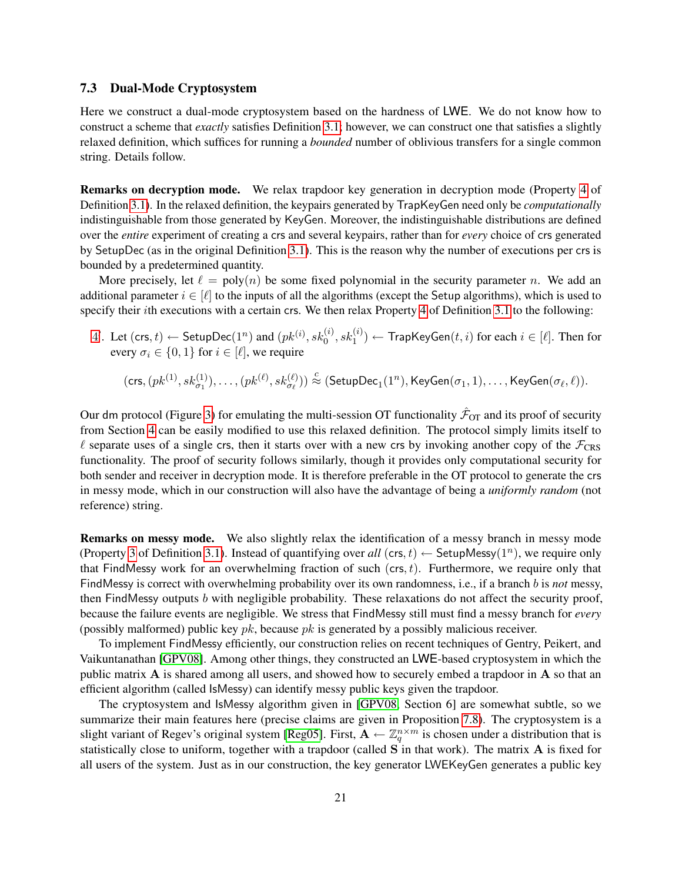### 7.3 Dual-Mode Cryptosystem

Here we construct a dual-mode cryptosystem based on the hardness of LWE. We do not know how to construct a scheme that *exactly* satisfies Definition 3.1; however, we can construct one that satisfies a slightly relaxed definition, which suffices for running a *bounded* number of oblivious transfers for a single common string. Details follow.

**Remarks on decryption mode.** We relax trapdoor key generation in decryption mode (Property 4 of Definition 3.1). In the relaxed definition, the keypairs generated by TrapKeyGen need only be *computationally* indistinguishable from those generated by KeyGen. Moreover, the indistinguishable distributions are defined over the *entire* experiment of creating a crs and several keypairs, rather than for *every* choice of crs generated by SetupDec (as in the original Definition 3.1). This is the reason why the number of executions per crs is bounded by a predetermined quantity.

More precisely, let $\ell = \mathrm{poly}(n)$ be some fixed polynomial in the security parameter $n$. We add an additional parameter $i \in [\ell]$ to the inputs of all the algorithms (except the Setup algorithms), which is used to specify their $i$th executions with a certain crs. We then relax Property 4 of Definition 3.1 to the following:

4′. Let $(\mathsf{crs}, t) \leftarrow \mathsf{SetupDec}(1^n)$ and $(pk^{(i)}, sk_0^{(i)}, sk_1^{(i)}) \leftarrow \mathsf{TrapKeyGen}(t, i)$ for each $i \in [\ell]$. Then for every $\sigma_i \in \{0, 1\}$ for $i \in [\ell]$, we require

$$(\mathsf{crs}, (pk^{(1)}, sk_{\sigma_1}^{(1)}), \ldots, (pk^{(\ell)}, sk_{\sigma_\ell}^{(\ell)})) \overset{c}{\approx} (\mathsf{SetupDec}_1(1^n), \mathsf{KeyGen}(\sigma_1, 1), \ldots, \mathsf{KeyGen}(\sigma_\ell, \ell)).$$

Our dm protocol (Figure 3) for emulating the multi-session OT functionality $\hat{\mathcal{F}}_{\mathrm{OT}}$ and its proof of security from Section 4 can be easily modified to use this relaxed definition. The protocol simply limits itself to $\ell$ separate uses of a single crs, then it starts over with a new crs by invoking another copy of the $\mathcal{F}_{\mathrm{CRS}}$ functionality. The proof of security follows similarly, though it provides only computational security for both sender and receiver in decryption mode. It is therefore preferable in the OT protocol to generate the crs in messy mode, which in our construction will also have the advantage of being a *uniformly random* (not reference) string.

**Remarks on messy mode.** We also slightly relax the identification of a messy branch in messy mode (Property 3 of Definition 3.1). Instead of quantifying over *all* $(\mathsf{crs}, t) \leftarrow \mathsf{SetupMessy}(1^n)$, we require only that FindMessy work for an overwhelming fraction of such $(\mathsf{crs}, t)$. Furthermore, we require only that FindMessy is correct with overwhelming probability over its own randomness, i.e., if a branch $b$ is *not* messy, then FindMessy outputs $b$ with negligible probability. These relaxations do not affect the security proof, because the failure events are negligible. We stress that FindMessy still must find a messy branch for *every* (possibly malformed) public key $pk$, because $pk$ is generated by a possibly malicious receiver.

To implement FindMessy efficiently, our construction relies on recent techniques of Gentry, Peikert, and Vaikuntanathan [GPV08]. Among other things, they constructed an LWE-based cryptosystem in which the public matrix $\mathbf{A}$ is shared among all users, and showed how to securely embed a trapdoor in $\mathbf{A}$ so that an efficient algorithm (called IsMessy) can identify messy public keys given the trapdoor.

The cryptosystem and IsMessy algorithm given in [GPV08, Section 6] are somewhat subtle, so we summarize their main features here (precise claims are given in Proposition 7.8). The cryptosystem is a slight variant of Regev's original system [Reg05]. First, $\mathbf{A} \leftarrow \mathbb{Z}_q^{n \times m}$ is chosen under a distribution that is statistically close to uniform, together with a trapdoor (called $\mathbf{S}$ in that work). The matrix $\mathbf{A}$ is fixed for all users of the system. Just as in our construction, the key generator LWEKeyGen generates a public key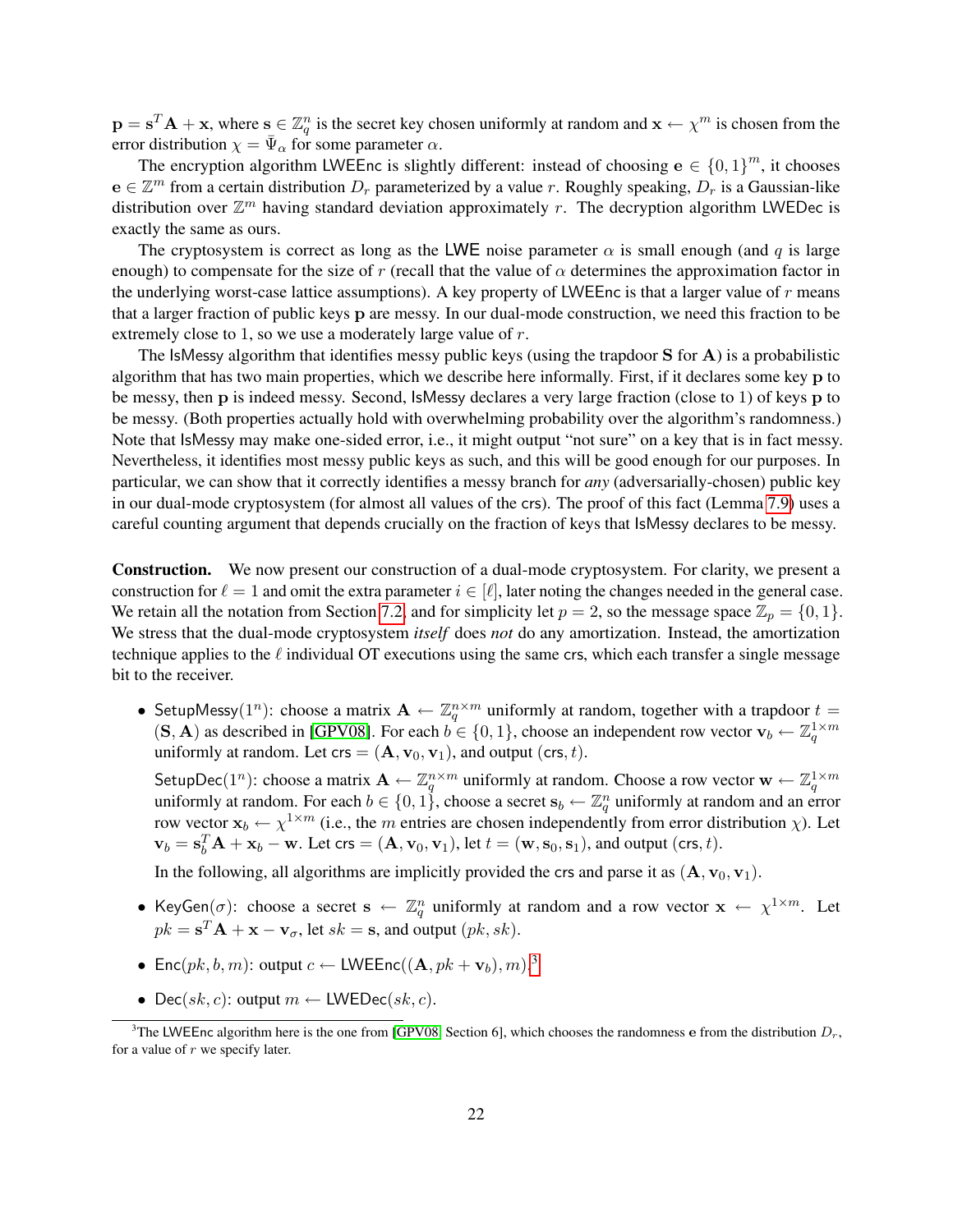$\mathbf{p} = \mathbf{s}^T\mathbf{A} + \mathbf{x}$, where $\mathbf{s} \in \mathbb{Z}_q^n$ is the secret key chosen uniformly at random and $\mathbf{x} \leftarrow \chi^m$ is chosen from the error distribution $\chi = \bar{\Psi}_\alpha$ for some parameter $\alpha$.

The encryption algorithm LWEEnc is slightly different: instead of choosing $\mathbf{e} \in \{0,1\}^m$, it chooses $\mathbf{e} \in \mathbb{Z}^m$ from a certain distribution $D_r$ parameterized by a value $r$. Roughly speaking, $D_r$ is a Gaussian-like distribution over $\mathbb{Z}^m$ having standard deviation approximately $r$. The decryption algorithm LWEDec is exactly the same as ours.

The cryptosystem is correct as long as the LWE noise parameter $\alpha$ is small enough (and $q$ is large enough) to compensate for the size of $r$ (recall that the value of $\alpha$ determines the approximation factor in the underlying worst-case lattice assumptions). A key property of LWEEnc is that a larger value of $r$ means that a larger fraction of public keys $\mathbf{p}$ are messy. In our dual-mode construction, we need this fraction to be extremely close to 1, so we use a moderately large value of $r$.

The IsMessy algorithm that identifies messy public keys (using the trapdoor $\mathbf{S}$ for $\mathbf{A}$) is a probabilistic algorithm that has two main properties, which we describe here informally. First, if it declares some key $\mathbf{p}$ to be messy, then $\mathbf{p}$ is indeed messy. Second, IsMessy declares a very large fraction (close to 1) of keys $\mathbf{p}$ to be messy. (Both properties actually hold with overwhelming probability over the algorithm's randomness.) Note that IsMessy may make one-sided error, i.e., it might output "not sure" on a key that is in fact messy. Nevertheless, it identifies most messy public keys as such, and this will be good enough for our purposes. In particular, we can show that it correctly identifies a messy branch for *any* (adversarially-chosen) public key in our dual-mode cryptosystem (for almost all values of the crs). The proof of this fact (Lemma 7.9) uses a careful counting argument that depends crucially on the fraction of keys that IsMessy declares to be messy.

**Construction.** We now present our construction of a dual-mode cryptosystem. For clarity, we present a construction for $\ell = 1$ and omit the extra parameter $i \in [\ell]$, later noting the changes needed in the general case. We retain all the notation from Section 7.2, and for simplicity let $p = 2$, so the message space $\mathbb{Z}_p = \{0, 1\}$. We stress that the dual-mode cryptosystem *itself* does *not* do any amortization. Instead, the amortization technique applies to the $\ell$ individual OT executions using the same crs, which each transfer a single message bit to the receiver.

- SetupMessy$(1^n)$: choose a matrix $\mathbf{A} \leftarrow \mathbb{Z}_q^{n\times m}$ uniformly at random, together with a trapdoor $t = (\mathbf{S}, \mathbf{A})$ as described in [GPV08]. For each $b \in \{0,1\}$, choose an independent row vector $\mathbf{v}_b \leftarrow \mathbb{Z}_q^{1\times m}$ uniformly at random. Let $\mathsf{crs} = (\mathbf{A}, \mathbf{v}_0, \mathbf{v}_1)$, and output $(\mathsf{crs}, t)$.

  SetupDec$(1^n)$: choose a matrix $\mathbf{A} \leftarrow \mathbb{Z}_q^{n\times m}$ uniformly at random. Choose a row vector $\mathbf{w} \leftarrow \mathbb{Z}_q^{1\times m}$ uniformly at random. For each $b \in \{0,1\}$, choose a secret $\mathbf{s}_b \leftarrow \mathbb{Z}_q^n$ uniformly at random and an error row vector $\mathbf{x}_b \leftarrow \chi^{1\times m}$ (i.e., the $m$ entries are chosen independently from error distribution $\chi$). Let $\mathbf{v}_b = \mathbf{s}_b^T\mathbf{A} + \mathbf{x}_b - \mathbf{w}$. Let $\mathsf{crs} = (\mathbf{A}, \mathbf{v}_0, \mathbf{v}_1)$, let $t = (\mathbf{w}, \mathbf{s}_0, \mathbf{s}_1)$, and output $(\mathsf{crs}, t)$.

  In the following, all algorithms are implicitly provided the crs and parse it as $(\mathbf{A}, \mathbf{v}_0, \mathbf{v}_1)$.

- KeyGen$(\sigma)$: choose a secret $\mathbf{s} \leftarrow \mathbb{Z}_q^n$ uniformly at random and a row vector $\mathbf{x} \leftarrow \chi^{1\times m}$. Let $pk = \mathbf{s}^T\mathbf{A} + \mathbf{x} - \mathbf{v}_\sigma$, let $sk = \mathbf{s}$, and output $(pk, sk)$.

- Enc$(pk, b, m)$: output $c \leftarrow$ LWEEnc$((\mathbf{A}, pk + \mathbf{v}_b), m)$.[3]

- Dec$(sk, c)$: output $m \leftarrow$ LWEDec$(sk, c)$.

[3] The LWEEnc algorithm here is the one from [GPV08, Section 6], which chooses the randomness $\mathbf{e}$ from the distribution $D_r$, for a value of $r$ we specify later.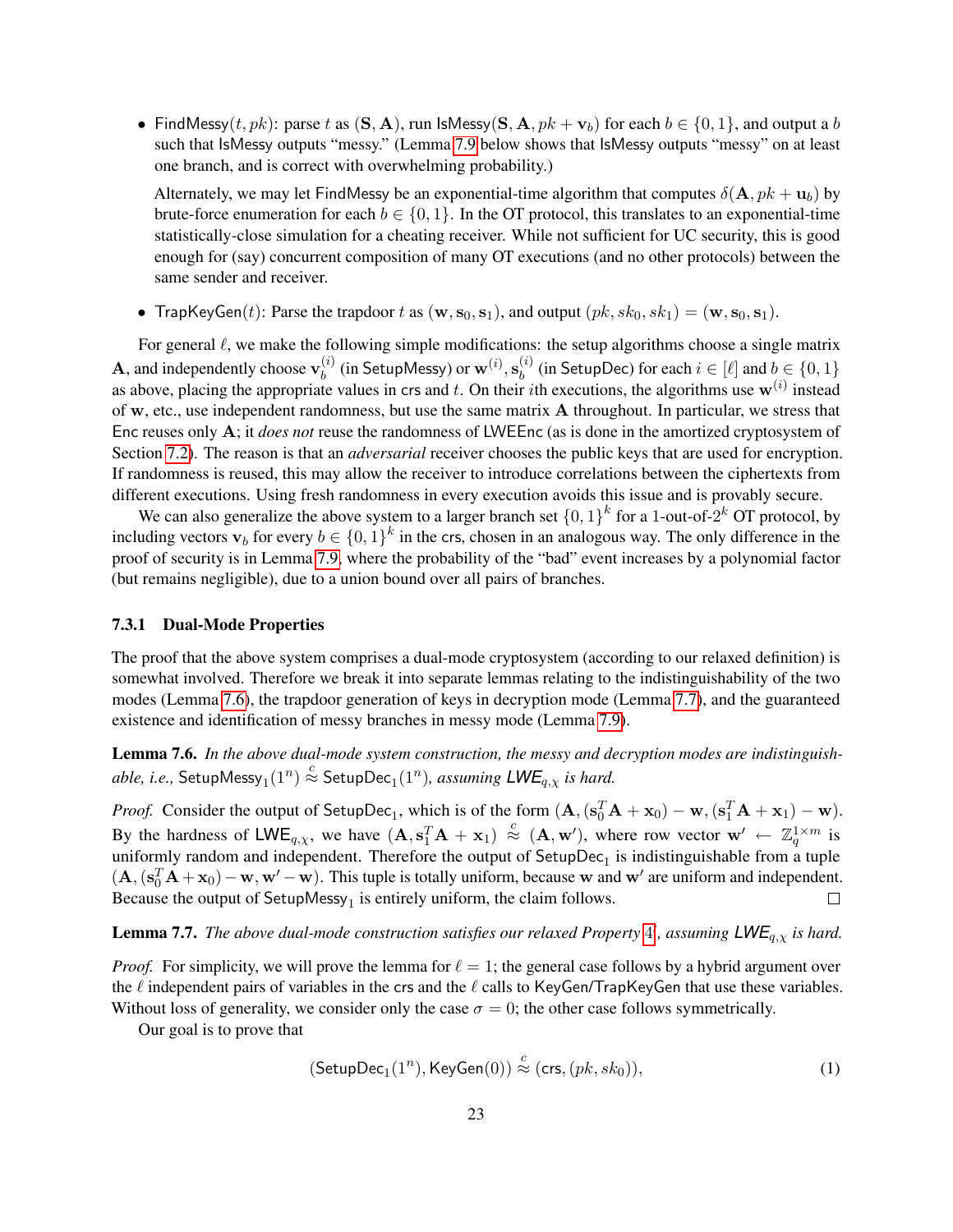- FindMessy$(t, pk)$: parse $t$ as $(\mathbf{S}, \mathbf{A})$, run IsMessy$(\mathbf{S}, \mathbf{A}, pk + \mathbf{v}_b)$ for each $b \in \{0, 1\}$, and output a $b$ such that IsMessy outputs "messy." (Lemma 7.9 below shows that IsMessy outputs "messy" on at least one branch, and is correct with overwhelming probability.)

  Alternately, we may let FindMessy be an exponential-time algorithm that computes $\delta(\mathbf{A}, pk + \mathbf{u}_b)$ by brute-force enumeration for each $b \in \{0, 1\}$. In the OT protocol, this translates to an exponential-time statistically-close simulation for a cheating receiver. While not sufficient for UC security, this is good enough for (say) concurrent composition of many OT executions (and no other protocols) between the same sender and receiver.

- TrapKeyGen$(t)$: Parse the trapdoor $t$ as $(\mathbf{w}, \mathbf{s}_0, \mathbf{s}_1)$, and output $(pk, sk_0, sk_1) = (\mathbf{w}, \mathbf{s}_0, \mathbf{s}_1)$.

For general $\ell$, we make the following simple modifications: the setup algorithms choose a single matrix $\mathbf{A}$, and independently choose $\mathbf{v}_b^{(i)}$ (in SetupMessy) or $\mathbf{w}^{(i)}, \mathbf{s}_b^{(i)}$ (in SetupDec) for each $i \in [\ell]$ and $b \in \{0, 1\}$ as above, placing the appropriate values in crs and $t$. On their $i$th executions, the algorithms use $\mathbf{w}^{(i)}$ instead of $\mathbf{w}$, etc., use independent randomness, but use the same matrix $\mathbf{A}$ throughout. In particular, we stress that Enc reuses only $\mathbf{A}$; it *does not* reuse the randomness of LWEEnc (as is done in the amortized cryptosystem of Section 7.2). The reason is that an *adversarial* receiver chooses the public keys that are used for encryption. If randomness is reused, this may allow the receiver to introduce correlations between the ciphertexts from different executions. Using fresh randomness in every execution avoids this issue and is provably secure.

We can also generalize the above system to a larger branch set $\{0, 1\}^k$ for a 1-out-of-$2^k$ OT protocol, by including vectors $\mathbf{v}_b$ for every $b \in \{0, 1\}^k$ in the crs, chosen in an analogous way. The only difference in the proof of security is in Lemma 7.9, where the probability of the "bad" event increases by a polynomial factor (but remains negligible), due to a union bound over all pairs of branches.

### 7.3.1 Dual-Mode Properties

The proof that the above system comprises a dual-mode cryptosystem (according to our relaxed definition) is somewhat involved. Therefore we break it into separate lemmas relating to the indistinguishability of the two modes (Lemma 7.6), the trapdoor generation of keys in decryption mode (Lemma 7.7), and the guaranteed existence and identification of messy branches in messy mode (Lemma 7.9).

**Lemma 7.6.** *In the above dual-mode system construction, the messy and decryption modes are indistinguishable, i.e.,* $\mathsf{SetupMessy}_1(1^n) \overset{c}{\approx} \mathsf{SetupDec}_1(1^n)$*, assuming* $\mathsf{LWE}_{q,\chi}$ *is hard.*

*Proof.* Consider the output of $\mathsf{SetupDec}_1$, which is of the form $(\mathbf{A}, (\mathbf{s}_0^T\mathbf{A} + \mathbf{x}_0) - \mathbf{w}, (\mathbf{s}_1^T\mathbf{A} + \mathbf{x}_1) - \mathbf{w})$. By the hardness of $\mathsf{LWE}_{q,\chi}$, we have $(\mathbf{A}, \mathbf{s}_1^T\mathbf{A} + \mathbf{x}_1) \overset{c}{\approx} (\mathbf{A}, \mathbf{w}')$, where row vector $\mathbf{w}' \leftarrow \mathbb{Z}_q^{1\times m}$ is uniformly random and independent. Therefore the output of $\mathsf{SetupDec}_1$ is indistinguishable from a tuple $(\mathbf{A}, (\mathbf{s}_0^T\mathbf{A} + \mathbf{x}_0) - \mathbf{w}, \mathbf{w}' - \mathbf{w})$. This tuple is totally uniform, because $\mathbf{w}$ and $\mathbf{w}'$ are uniform and independent. Because the output of $\mathsf{SetupMessy}_1$ is entirely uniform, the claim follows. $\square$

**Lemma 7.7.** *The above dual-mode construction satisfies our relaxed Property 4, assuming* $\mathsf{LWE}_{q,\chi}$ *is hard.*

*Proof.* For simplicity, we will prove the lemma for $\ell = 1$; the general case follows by a hybrid argument over the $\ell$ independent pairs of variables in the crs and the $\ell$ calls to KeyGen/TrapKeyGen that use these variables. Without loss of generality, we consider only the case $\sigma = 0$; the other case follows symmetrically.

Our goal is to prove that

$$(\mathsf{SetupDec}_1(1^n), \mathsf{KeyGen}(0)) \overset{c}{\approx} (\mathsf{crs}, (pk, sk_0)), \tag{1}$$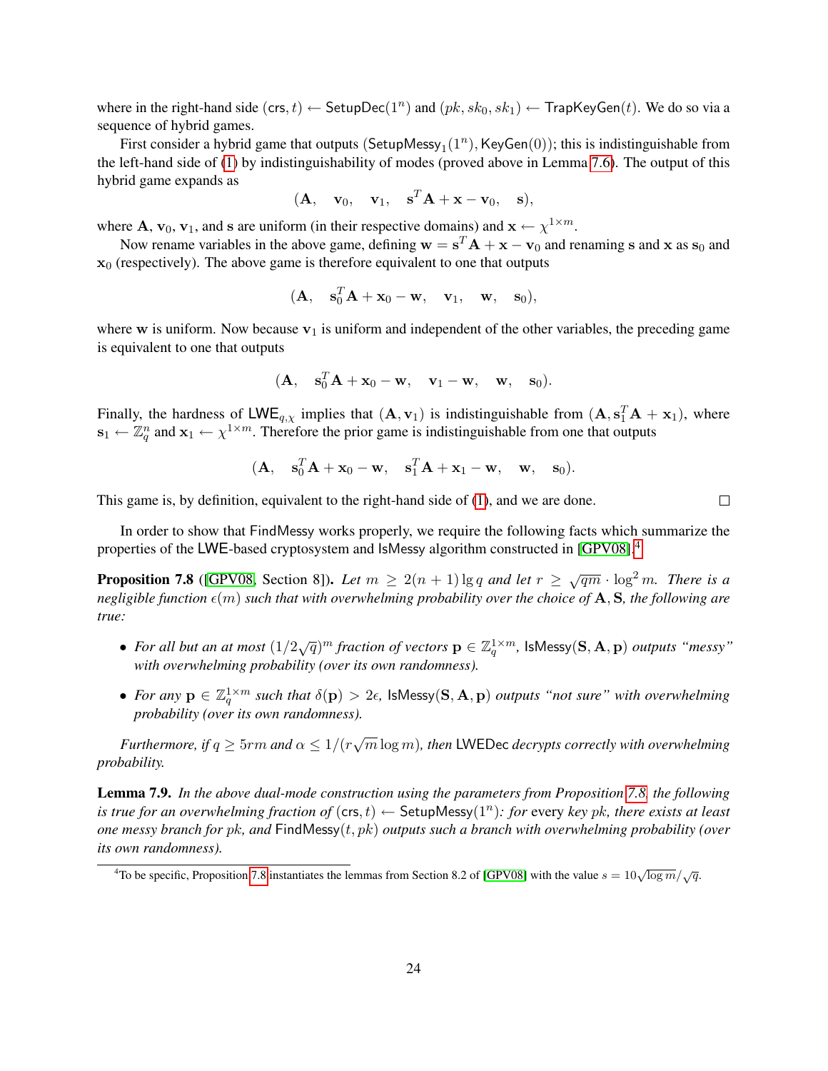where in the right-hand side $(\mathsf{crs}, t) \leftarrow \mathsf{SetupDec}(1^n)$ and $(pk, sk_0, sk_1) \leftarrow \mathsf{TrapKeyGen}(t)$. We do so via a sequence of hybrid games.

First consider a hybrid game that outputs $(\mathsf{SetupMessy}_1(1^n), \mathsf{KeyGen}(0))$; this is indistinguishable from the left-hand side of (1) by indistinguishability of modes (proved above in Lemma 7.6). The output of this hybrid game expands as

$$(\mathbf{A}, \quad \mathbf{v}_0, \quad \mathbf{v}_1, \quad \mathbf{s}^T\mathbf{A} + \mathbf{x} - \mathbf{v}_0, \quad \mathbf{s}),$$

where $\mathbf{A}$, $\mathbf{v}_0$, $\mathbf{v}_1$, and $\mathbf{s}$ are uniform (in their respective domains) and $\mathbf{x} \leftarrow \chi^{1\times m}$.

Now rename variables in the above game, defining $\mathbf{w} = \mathbf{s}^T\mathbf{A} + \mathbf{x} - \mathbf{v}_0$ and renaming $\mathbf{s}$ and $\mathbf{x}$ as $\mathbf{s}_0$ and $\mathbf{x}_0$ (respectively). The above game is therefore equivalent to one that outputs

$$(\mathbf{A}, \quad \mathbf{s}_0^T\mathbf{A} + \mathbf{x}_0 - \mathbf{w}, \quad \mathbf{v}_1, \quad \mathbf{w}, \quad \mathbf{s}_0),$$

where $\mathbf{w}$ is uniform. Now because $\mathbf{v}_1$ is uniform and independent of the other variables, the preceding game is equivalent to one that outputs

$$(\mathbf{A}, \quad \mathbf{s}_0^T\mathbf{A} + \mathbf{x}_0 - \mathbf{w}, \quad \mathbf{v}_1 - \mathbf{w}, \quad \mathbf{w}, \quad \mathbf{s}_0).$$

Finally, the hardness of $\mathsf{LWE}_{q,\chi}$ implies that $(\mathbf{A}, \mathbf{v}_1)$ is indistinguishable from $(\mathbf{A}, \mathbf{s}_1^T\mathbf{A} + \mathbf{x}_1)$, where $\mathbf{s}_1 \leftarrow \mathbb{Z}_q^n$ and $\mathbf{x}_1 \leftarrow \chi^{1\times m}$. Therefore the prior game is indistinguishable from one that outputs

$$(\mathbf{A}, \quad \mathbf{s}_0^T\mathbf{A} + \mathbf{x}_0 - \mathbf{w}, \quad \mathbf{s}_1^T\mathbf{A} + \mathbf{x}_1 - \mathbf{w}, \quad \mathbf{w}, \quad \mathbf{s}_0).$$

This game is, by definition, equivalent to the right-hand side of (1), and we are done. □

In order to show that FindMessy works properly, we require the following facts which summarize the properties of the LWE-based cryptosystem and IsMessy algorithm constructed in [GPV08].[4]

**Proposition 7.8** ([GPV08, Section 8]). *Let $m \geq 2(n+1)\lg q$ and let $r \geq \sqrt{qm} \cdot \log^2 m$. There is a negligible function $\epsilon(m)$ such that with overwhelming probability over the choice of $\mathbf{A}, \mathbf{S}$, the following are true:*

- *For all but an at most $(1/2\sqrt{q})^m$ fraction of vectors $\mathbf{p} \in \mathbb{Z}_q^{1\times m}$, $\mathsf{IsMessy}(\mathbf{S}, \mathbf{A}, \mathbf{p})$ outputs "messy" with overwhelming probability (over its own randomness).*
- *For any $\mathbf{p} \in \mathbb{Z}_q^{1\times m}$ such that $\delta(\mathbf{p}) > 2\epsilon$, $\mathsf{IsMessy}(\mathbf{S}, \mathbf{A}, \mathbf{p})$ outputs "not sure" with overwhelming probability (over its own randomness).*

*Furthermore, if $q \geq 5rm$ and $\alpha \leq 1/(r\sqrt{m}\log m)$, then* LWEDec *decrypts correctly with overwhelming probability.*

**Lemma 7.9.** *In the above dual-mode construction using the parameters from Proposition 7.8, the following is true for an overwhelming fraction of $(\mathsf{crs}, t) \leftarrow \mathsf{SetupMessy}(1^n)$: for* every *key $pk$, there exists at least one messy branch for $pk$, and $\mathsf{FindMessy}(t, pk)$ outputs such a branch with overwhelming probability (over its own randomness).*

[4] To be specific, Proposition 7.8 instantiates the lemmas from Section 8.2 of [GPV08] with the value $s = 10\sqrt{\log m}/\sqrt{q}$.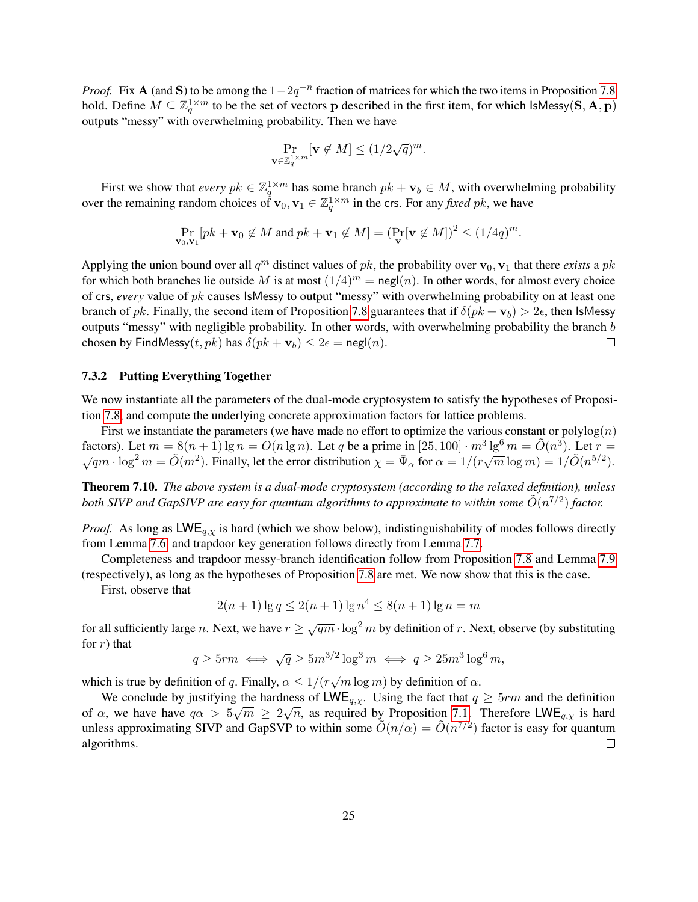*Proof.* Fix $\mathbf{A}$ (and $\mathbf{S}$) to be among the $1-2q^{-n}$ fraction of matrices for which the two items in Proposition 7.8 hold. Define $M \subseteq \mathbb{Z}_q^{1\times m}$ to be the set of vectors $\mathbf{p}$ described in the first item, for which $\mathsf{IsMessy}(\mathbf{S}, \mathbf{A}, \mathbf{p})$ outputs "messy" with overwhelming probability. Then we have

$$\Pr_{\mathbf{v} \in \mathbb{Z}_q^{1\times m}}[\mathbf{v} \notin M] \le (1/2\sqrt{q})^m.$$

First we show that *every* $pk \in \mathbb{Z}_q^{1\times m}$ has some branch $pk + \mathbf{v}_b \in M$, with overwhelming probability over the remaining random choices of $\mathbf{v}_0, \mathbf{v}_1 \in \mathbb{Z}_q^{1\times m}$ in the $\mathsf{crs}$. For any *fixed* $pk$, we have

$$\Pr_{\mathbf{v}_0,\mathbf{v}_1}[pk + \mathbf{v}_0 \notin M \text{ and } pk + \mathbf{v}_1 \notin M] = (\Pr_{\mathbf{v}}[\mathbf{v} \notin M])^2 \le (1/4q)^m.$$

Applying the union bound over all $q^m$ distinct values of $pk$, the probability over $\mathbf{v}_0, \mathbf{v}_1$ that there *exists* a $pk$ for which both branches lie outside $M$ is at most $(1/4)^m = \mathsf{negl}(n)$. In other words, for almost every choice of $\mathsf{crs}$, *every* value of $pk$ causes $\mathsf{IsMessy}$ to output "messy" with overwhelming probability on at least one branch of $pk$. Finally, the second item of Proposition 7.8 guarantees that if $\delta(pk + \mathbf{v}_b) > 2\epsilon$, then $\mathsf{IsMessy}$ outputs "messy" with negligible probability. In other words, with overwhelming probability the branch $b$ chosen by $\mathsf{FindMessy}(t, pk)$ has $\delta(pk + \mathbf{v}_b) \le 2\epsilon = \mathsf{negl}(n)$. □

### 7.3.2 Putting Everything Together

We now instantiate all the parameters of the dual-mode cryptosystem to satisfy the hypotheses of Proposition 7.8, and compute the underlying concrete approximation factors for lattice problems.

First we instantiate the parameters (we have made no effort to optimize the various constant or polylog$(n)$ factors). Let $m = 8(n+1)\lg n = O(n \lg n)$. Let $q$ be a prime in $[25, 100] \cdot m^3 \lg^6 m = \tilde{O}(n^3)$. Let $r = \sqrt{qm} \cdot \log^2 m = \tilde{O}(m^2)$. Finally, let the error distribution $\chi = \bar{\Psi}_\alpha$ for $\alpha = 1/(r\sqrt{m}\log m) = 1/\tilde{O}(n^{5/2})$.

**Theorem 7.10.** *The above system is a dual-mode cryptosystem (according to the relaxed definition), unless both SIVP and GapSIVP are easy for quantum algorithms to approximate to within some $\tilde{O}(n^{7/2})$ factor.*

*Proof.* As long as $\mathsf{LWE}_{q,\chi}$ is hard (which we show below), indistinguishability of modes follows directly from Lemma 7.6, and trapdoor key generation follows directly from Lemma 7.7.

Completeness and trapdoor messy-branch identification follow from Proposition 7.8 and Lemma 7.9 (respectively), as long as the hypotheses of Proposition 7.8 are met. We now show that this is the case.

First, observe that

$$2(n+1)\lg q \le 2(n+1)\lg n^4 \le 8(n+1)\lg n = m$$

for all sufficiently large $n$. Next, we have $r \ge \sqrt{qm} \cdot \log^2 m$ by definition of $r$. Next, observe (by substituting for $r$) that

$$q \ge 5rm \iff \sqrt{q} \ge 5m^{3/2}\log^3 m \iff q \ge 25m^3 \log^6 m,$$

which is true by definition of $q$. Finally, $\alpha \le 1/(r\sqrt{m}\log m)$ by definition of $\alpha$.

We conclude by justifying the hardness of $\mathsf{LWE}_{q,\chi}$. Using the fact that $q \ge 5rm$ and the definition of $\alpha$, we have have $q\alpha > 5\sqrt{m} \ge 2\sqrt{n}$, as required by Proposition 7.1. Therefore $\mathsf{LWE}_{q,\chi}$ is hard unless approximating SIVP and GapSVP to within some $\tilde{O}(n/\alpha) = \tilde{O}(n^{7/2})$ factor is easy for quantum algorithms. □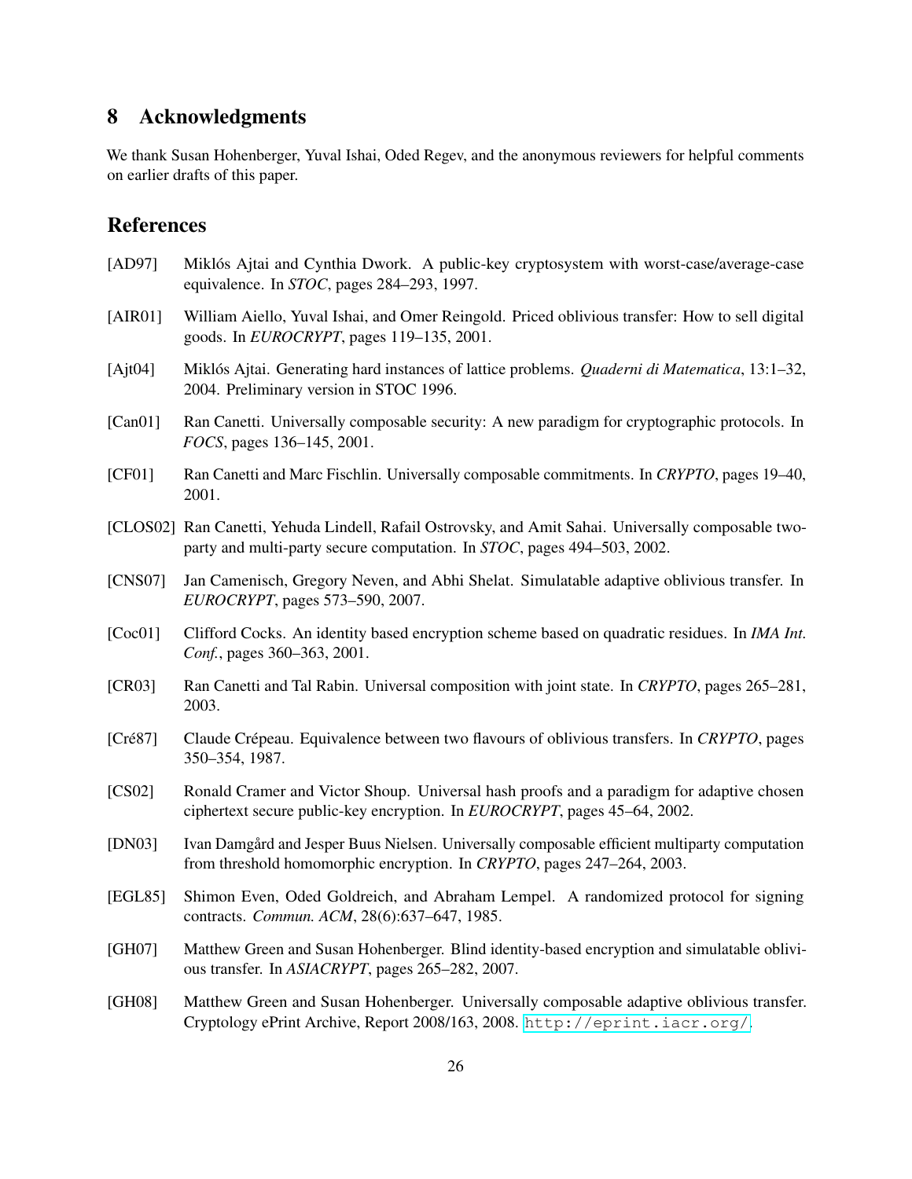## 8 Acknowledgments

We thank Susan Hohenberger, Yuval Ishai, Oded Regev, and the anonymous reviewers for helpful comments on earlier drafts of this paper.

## References

[AD97] Miklós Ajtai and Cynthia Dwork. A public-key cryptosystem with worst-case/average-case equivalence. In *STOC*, pages 284–293, 1997.

[AIR01] William Aiello, Yuval Ishai, and Omer Reingold. Priced oblivious transfer: How to sell digital goods. In *EUROCRYPT*, pages 119–135, 2001.

[Ajt04] Miklós Ajtai. Generating hard instances of lattice problems. *Quaderni di Matematica*, 13:1–32, 2004. Preliminary version in STOC 1996.

[Can01] Ran Canetti. Universally composable security: A new paradigm for cryptographic protocols. In *FOCS*, pages 136–145, 2001.

[CF01] Ran Canetti and Marc Fischlin. Universally composable commitments. In *CRYPTO*, pages 19–40, 2001.

[CLOS02] Ran Canetti, Yehuda Lindell, Rafail Ostrovsky, and Amit Sahai. Universally composable two-party and multi-party secure computation. In *STOC*, pages 494–503, 2002.

[CNS07] Jan Camenisch, Gregory Neven, and Abhi Shelat. Simulatable adaptive oblivious transfer. In *EUROCRYPT*, pages 573–590, 2007.

[Coc01] Clifford Cocks. An identity based encryption scheme based on quadratic residues. In *IMA Int. Conf.*, pages 360–363, 2001.

[CR03] Ran Canetti and Tal Rabin. Universal composition with joint state. In *CRYPTO*, pages 265–281, 2003.

[Cré87] Claude Crépeau. Equivalence between two flavours of oblivious transfers. In *CRYPTO*, pages 350–354, 1987.

[CS02] Ronald Cramer and Victor Shoup. Universal hash proofs and a paradigm for adaptive chosen ciphertext secure public-key encryption. In *EUROCRYPT*, pages 45–64, 2002.

[DN03] Ivan Damgård and Jesper Buus Nielsen. Universally composable efficient multiparty computation from threshold homomorphic encryption. In *CRYPTO*, pages 247–264, 2003.

[EGL85] Shimon Even, Oded Goldreich, and Abraham Lempel. A randomized protocol for signing contracts. *Commun. ACM*, 28(6):637–647, 1985.

[GH07] Matthew Green and Susan Hohenberger. Blind identity-based encryption and simulatable oblivious transfer. In *ASIACRYPT*, pages 265–282, 2007.

[GH08] Matthew Green and Susan Hohenberger. Universally composable adaptive oblivious transfer. Cryptology ePrint Archive, Report 2008/163, 2008. http://eprint.iacr.org/.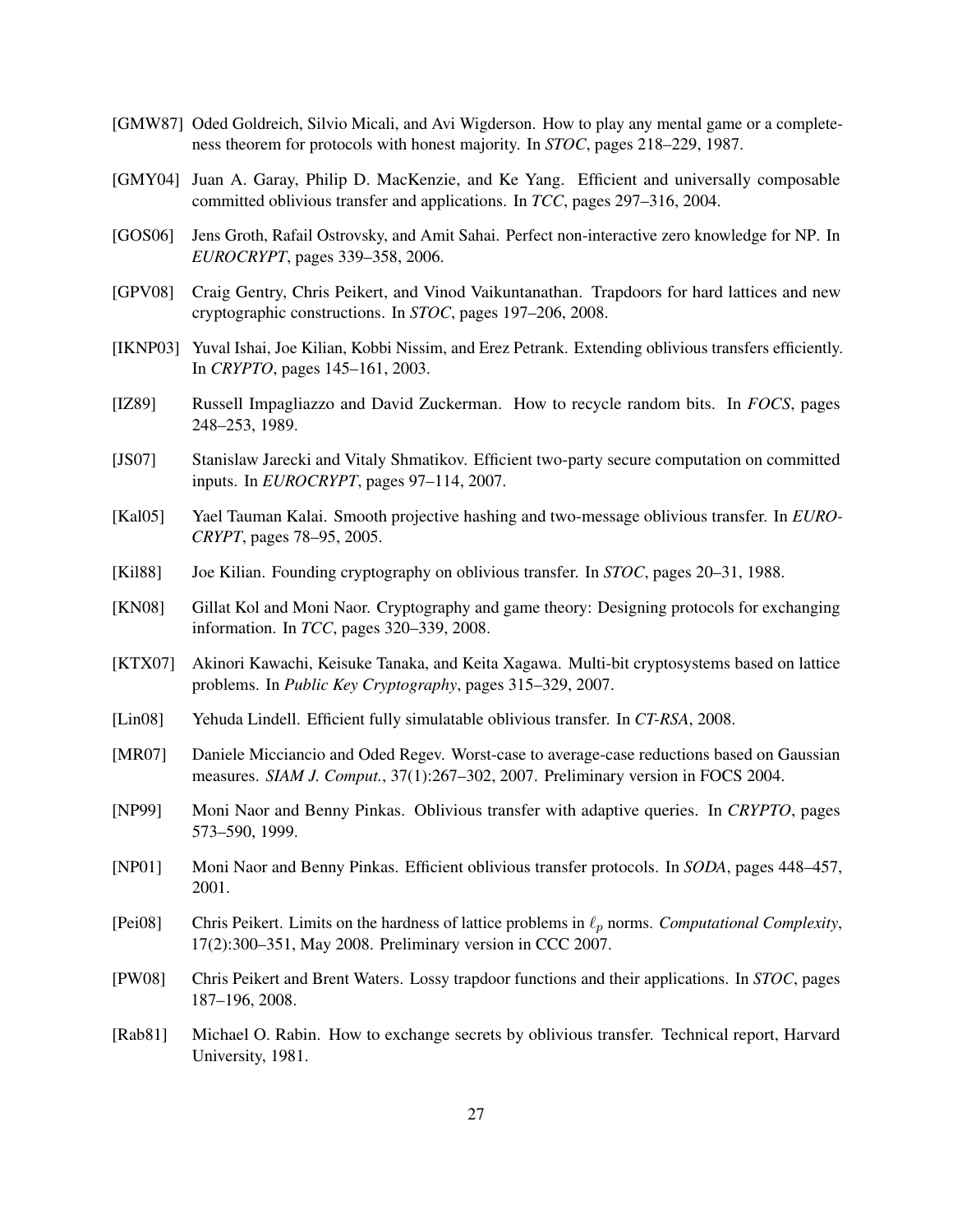[GMW87] Oded Goldreich, Silvio Micali, and Avi Wigderson. How to play any mental game or a completeness theorem for protocols with honest majority. In *STOC*, pages 218–229, 1987.

[GMY04] Juan A. Garay, Philip D. MacKenzie, and Ke Yang. Efficient and universally composable committed oblivious transfer and applications. In *TCC*, pages 297–316, 2004.

[GOS06] Jens Groth, Rafail Ostrovsky, and Amit Sahai. Perfect non-interactive zero knowledge for NP. In *EUROCRYPT*, pages 339–358, 2006.

[GPV08] Craig Gentry, Chris Peikert, and Vinod Vaikuntanathan. Trapdoors for hard lattices and new cryptographic constructions. In *STOC*, pages 197–206, 2008.

[IKNP03] Yuval Ishai, Joe Kilian, Kobbi Nissim, and Erez Petrank. Extending oblivious transfers efficiently. In *CRYPTO*, pages 145–161, 2003.

[IZ89] Russell Impagliazzo and David Zuckerman. How to recycle random bits. In *FOCS*, pages 248–253, 1989.

[JS07] Stanislaw Jarecki and Vitaly Shmatikov. Efficient two-party secure computation on committed inputs. In *EUROCRYPT*, pages 97–114, 2007.

[Kal05] Yael Tauman Kalai. Smooth projective hashing and two-message oblivious transfer. In *EUROCRYPT*, pages 78–95, 2005.

[Kil88] Joe Kilian. Founding cryptography on oblivious transfer. In *STOC*, pages 20–31, 1988.

[KN08] Gillat Kol and Moni Naor. Cryptography and game theory: Designing protocols for exchanging information. In *TCC*, pages 320–339, 2008.

[KTX07] Akinori Kawachi, Keisuke Tanaka, and Keita Xagawa. Multi-bit cryptosystems based on lattice problems. In *Public Key Cryptography*, pages 315–329, 2007.

[Lin08] Yehuda Lindell. Efficient fully simulatable oblivious transfer. In *CT-RSA*, 2008.

[MR07] Daniele Micciancio and Oded Regev. Worst-case to average-case reductions based on Gaussian measures. *SIAM J. Comput.*, 37(1):267–302, 2007. Preliminary version in FOCS 2004.

[NP99] Moni Naor and Benny Pinkas. Oblivious transfer with adaptive queries. In *CRYPTO*, pages 573–590, 1999.

[NP01] Moni Naor and Benny Pinkas. Efficient oblivious transfer protocols. In *SODA*, pages 448–457, 2001.

[Pei08] Chris Peikert. Limits on the hardness of lattice problems in $\ell_p$ norms. *Computational Complexity*, 17(2):300–351, May 2008. Preliminary version in CCC 2007.

[PW08] Chris Peikert and Brent Waters. Lossy trapdoor functions and their applications. In *STOC*, pages 187–196, 2008.

[Rab81] Michael O. Rabin. How to exchange secrets by oblivious transfer. Technical report, Harvard University, 1981.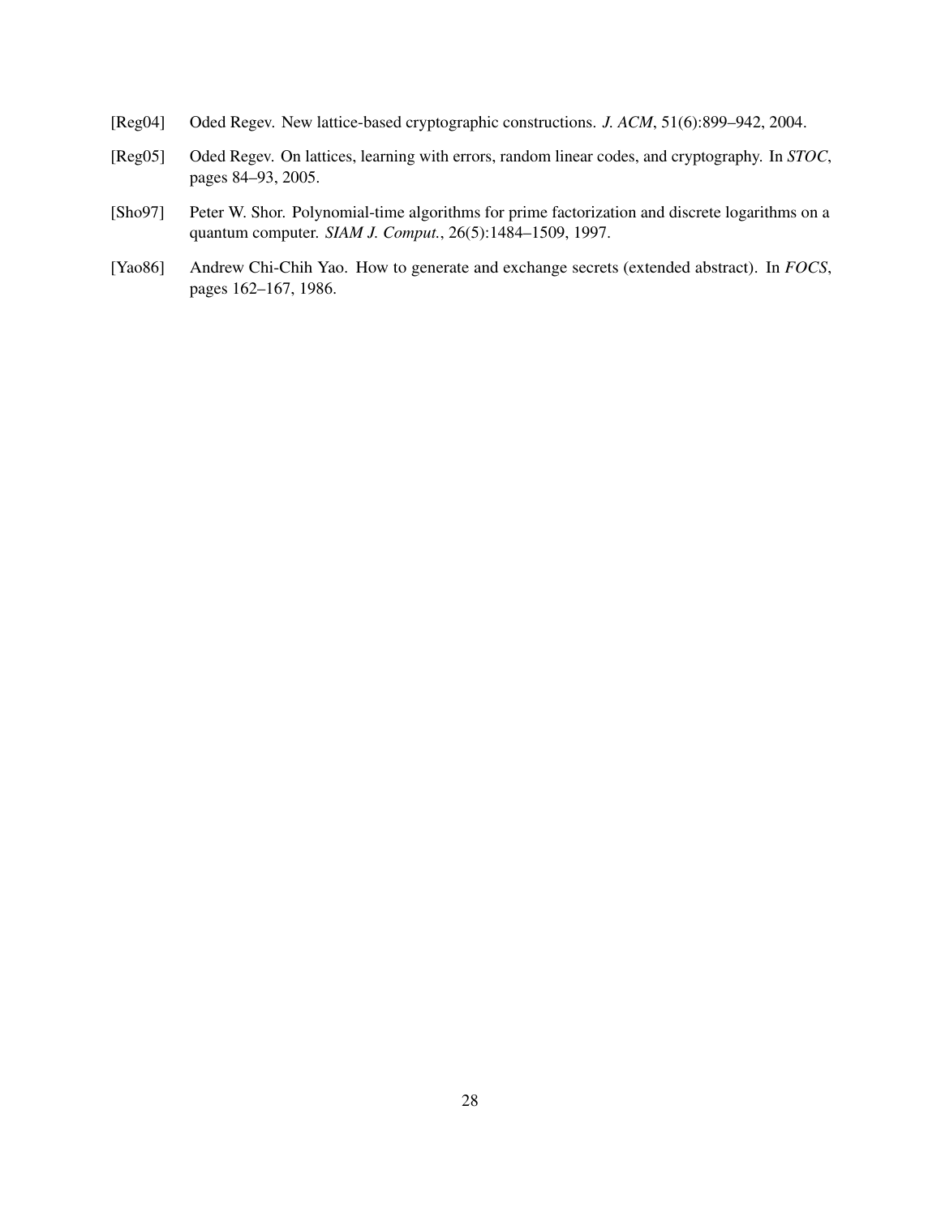[Reg04] Oded Regev. New lattice-based cryptographic constructions. *J. ACM*, 51(6):899–942, 2004.

[Reg05] Oded Regev. On lattices, learning with errors, random linear codes, and cryptography. In *STOC*, pages 84–93, 2005.

[Sho97] Peter W. Shor. Polynomial-time algorithms for prime factorization and discrete logarithms on a quantum computer. *SIAM J. Comput.*, 26(5):1484–1509, 1997.

[Yao86] Andrew Chi-Chih Yao. How to generate and exchange secrets (extended abstract). In *FOCS*, pages 162–167, 1986.